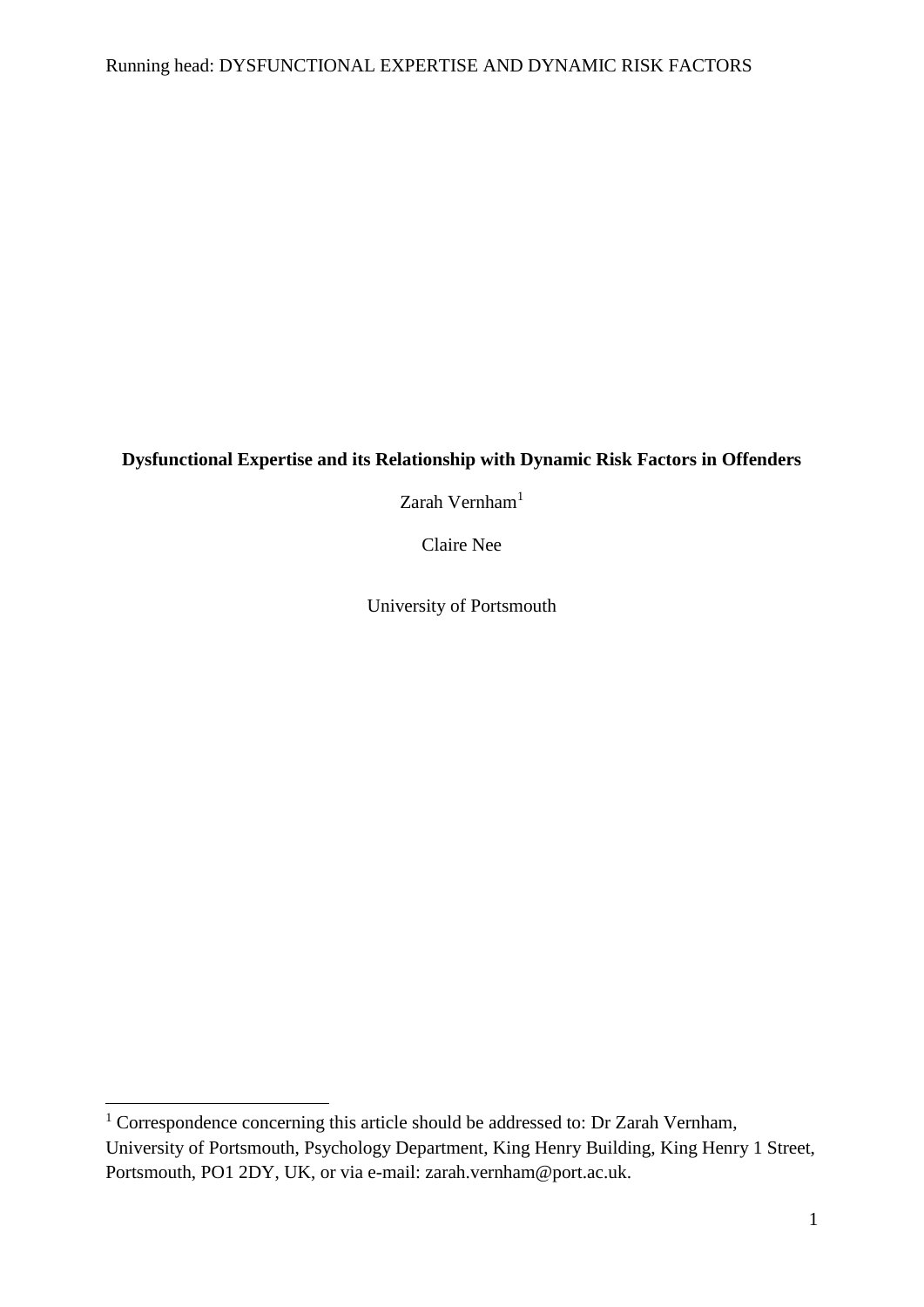**Dysfunctional Expertise and its Relationship with Dynamic Risk Factors in Offenders**

Zarah Vernham[1]

Claire Nee

University of Portsmouth

[1] Correspondence concerning this article should be addressed to: Dr Zarah Vernham, University of Portsmouth, Psychology Department, King Henry Building, King Henry 1 Street, Portsmouth, PO1 2DY, UK, or via e-mail: zarah.vernham@port.ac.uk.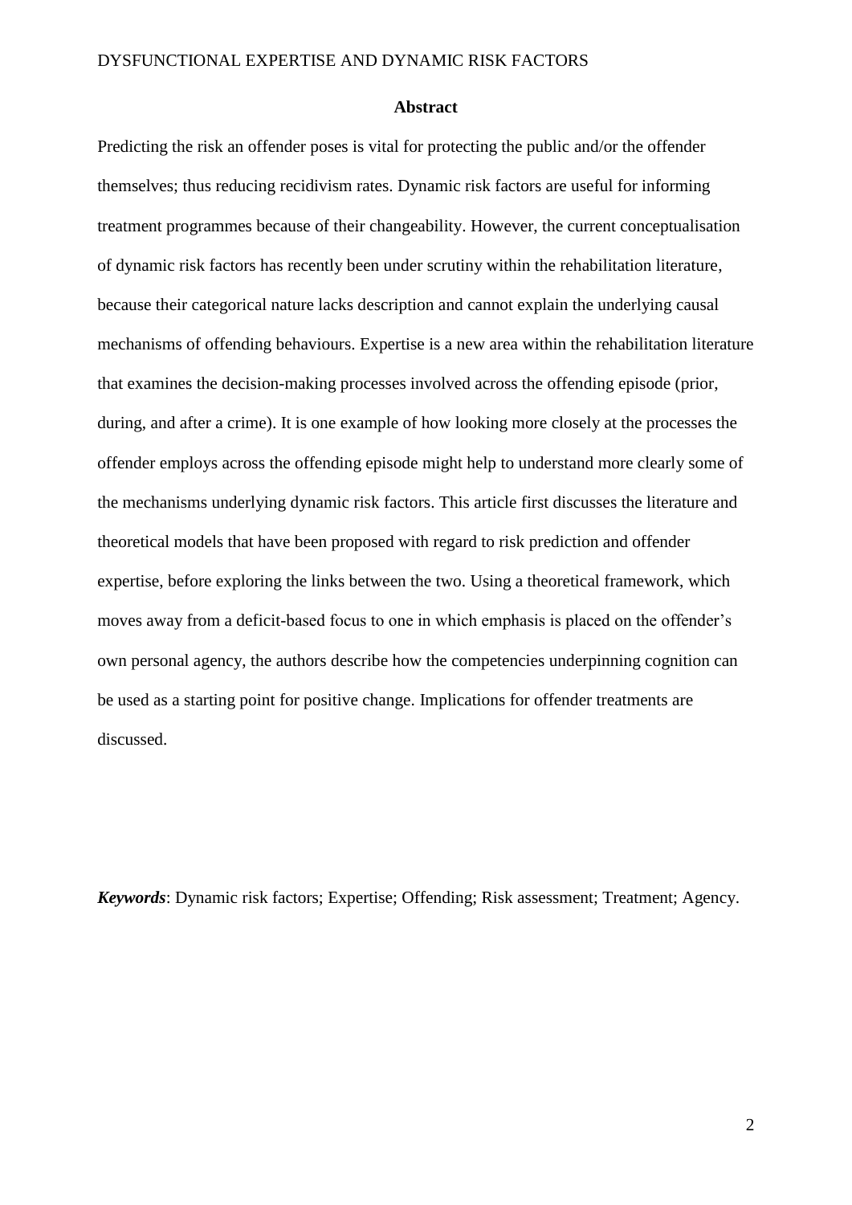## Abstract

Predicting the risk an offender poses is vital for protecting the public and/or the offender themselves; thus reducing recidivism rates. Dynamic risk factors are useful for informing treatment programmes because of their changeability. However, the current conceptualisation of dynamic risk factors has recently been under scrutiny within the rehabilitation literature, because their categorical nature lacks description and cannot explain the underlying causal mechanisms of offending behaviours. Expertise is a new area within the rehabilitation literature that examines the decision-making processes involved across the offending episode (prior, during, and after a crime). It is one example of how looking more closely at the processes the offender employs across the offending episode might help to understand more clearly some of the mechanisms underlying dynamic risk factors. This article first discusses the literature and theoretical models that have been proposed with regard to risk prediction and offender expertise, before exploring the links between the two. Using a theoretical framework, which moves away from a deficit-based focus to one in which emphasis is placed on the offender's own personal agency, the authors describe how the competencies underpinning cognition can be used as a starting point for positive change. Implications for offender treatments are discussed.

***Keywords***: Dynamic risk factors; Expertise; Offending; Risk assessment; Treatment; Agency.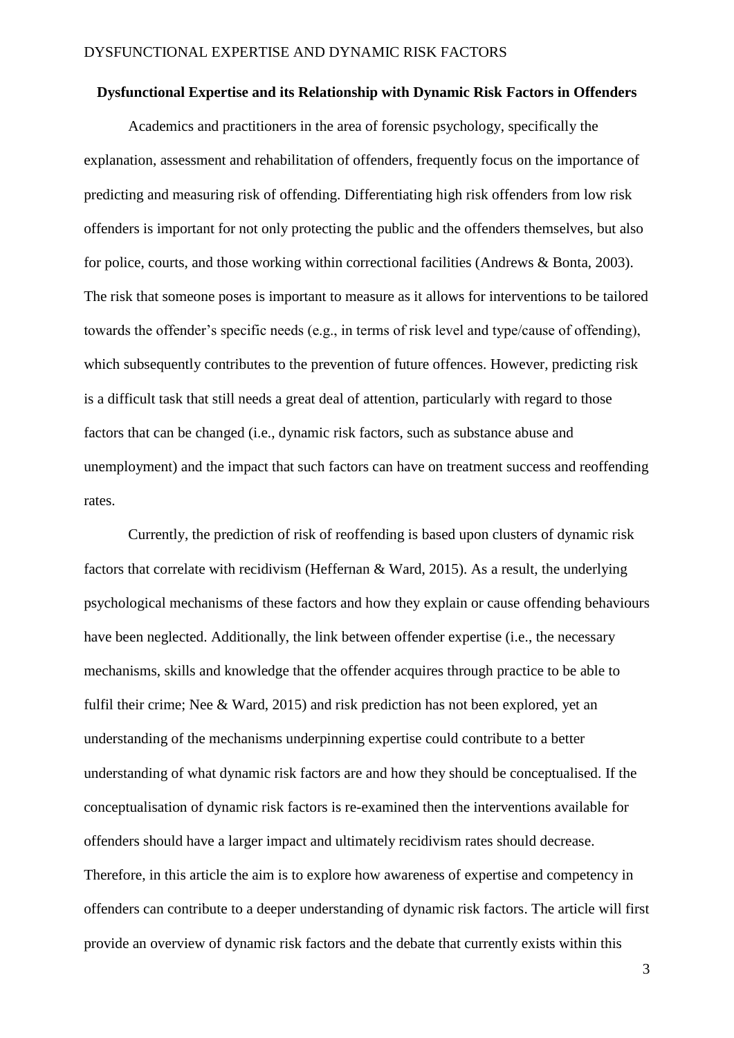**Dysfunctional Expertise and its Relationship with Dynamic Risk Factors in Offenders**

Academics and practitioners in the area of forensic psychology, specifically the explanation, assessment and rehabilitation of offenders, frequently focus on the importance of predicting and measuring risk of offending. Differentiating high risk offenders from low risk offenders is important for not only protecting the public and the offenders themselves, but also for police, courts, and those working within correctional facilities (Andrews & Bonta, 2003). The risk that someone poses is important to measure as it allows for interventions to be tailored towards the offender's specific needs (e.g., in terms of risk level and type/cause of offending), which subsequently contributes to the prevention of future offences. However, predicting risk is a difficult task that still needs a great deal of attention, particularly with regard to those factors that can be changed (i.e., dynamic risk factors, such as substance abuse and unemployment) and the impact that such factors can have on treatment success and reoffending rates.

Currently, the prediction of risk of reoffending is based upon clusters of dynamic risk factors that correlate with recidivism (Heffernan & Ward, 2015). As a result, the underlying psychological mechanisms of these factors and how they explain or cause offending behaviours have been neglected. Additionally, the link between offender expertise (i.e., the necessary mechanisms, skills and knowledge that the offender acquires through practice to be able to fulfil their crime; Nee & Ward, 2015) and risk prediction has not been explored, yet an understanding of the mechanisms underpinning expertise could contribute to a better understanding of what dynamic risk factors are and how they should be conceptualised. If the conceptualisation of dynamic risk factors is re-examined then the interventions available for offenders should have a larger impact and ultimately recidivism rates should decrease. Therefore, in this article the aim is to explore how awareness of expertise and competency in offenders can contribute to a deeper understanding of dynamic risk factors. The article will first provide an overview of dynamic risk factors and the debate that currently exists within this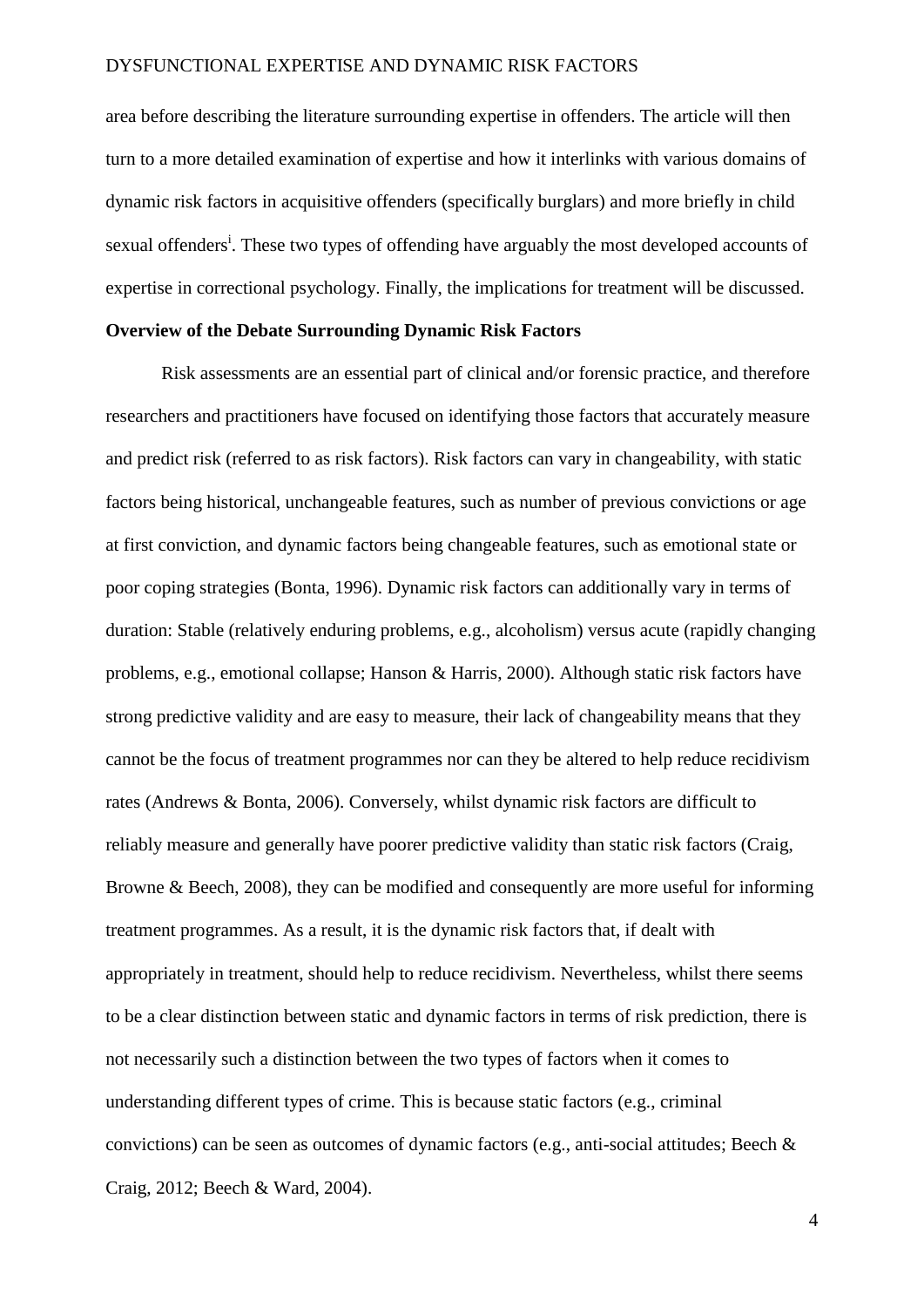area before describing the literature surrounding expertise in offenders. The article will then turn to a more detailed examination of expertise and how it interlinks with various domains of dynamic risk factors in acquisitive offenders (specifically burglars) and more briefly in child sexual offenders[i]. These two types of offending have arguably the most developed accounts of expertise in correctional psychology. Finally, the implications for treatment will be discussed.

**Overview of the Debate Surrounding Dynamic Risk Factors**

Risk assessments are an essential part of clinical and/or forensic practice, and therefore researchers and practitioners have focused on identifying those factors that accurately measure and predict risk (referred to as risk factors). Risk factors can vary in changeability, with static factors being historical, unchangeable features, such as number of previous convictions or age at first conviction, and dynamic factors being changeable features, such as emotional state or poor coping strategies (Bonta, 1996). Dynamic risk factors can additionally vary in terms of duration: Stable (relatively enduring problems, e.g., alcoholism) versus acute (rapidly changing problems, e.g., emotional collapse; Hanson & Harris, 2000). Although static risk factors have strong predictive validity and are easy to measure, their lack of changeability means that they cannot be the focus of treatment programmes nor can they be altered to help reduce recidivism rates (Andrews & Bonta, 2006). Conversely, whilst dynamic risk factors are difficult to reliably measure and generally have poorer predictive validity than static risk factors (Craig, Browne & Beech, 2008), they can be modified and consequently are more useful for informing treatment programmes. As a result, it is the dynamic risk factors that, if dealt with appropriately in treatment, should help to reduce recidivism. Nevertheless, whilst there seems to be a clear distinction between static and dynamic factors in terms of risk prediction, there is not necessarily such a distinction between the two types of factors when it comes to understanding different types of crime. This is because static factors (e.g., criminal convictions) can be seen as outcomes of dynamic factors (e.g., anti-social attitudes; Beech & Craig, 2012; Beech & Ward, 2004).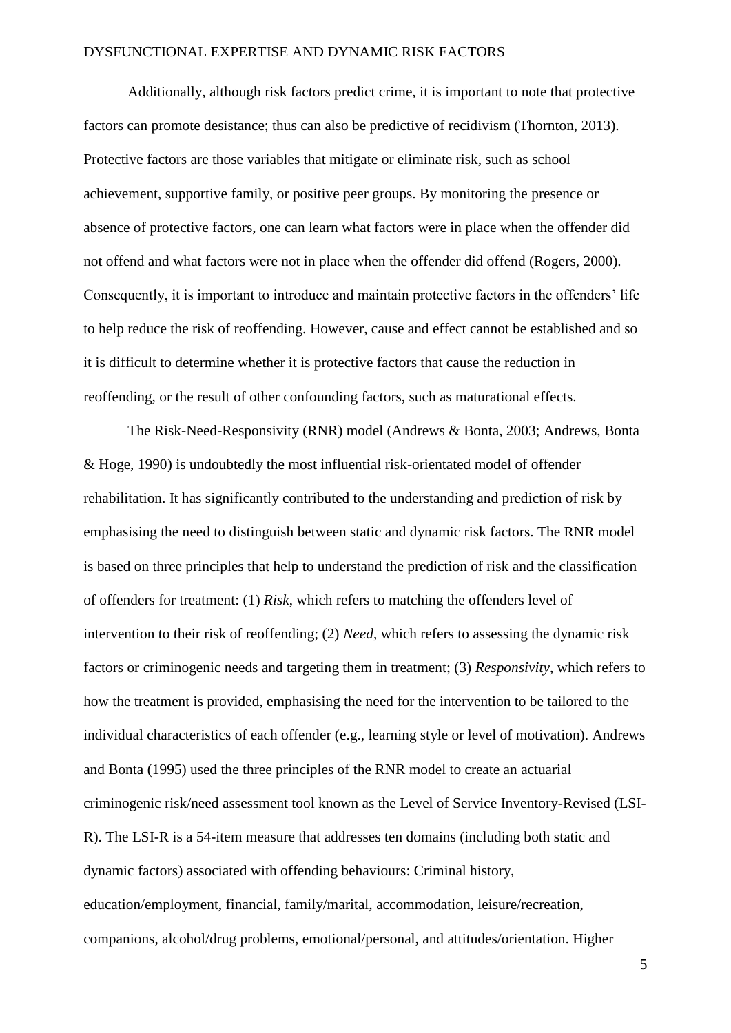Additionally, although risk factors predict crime, it is important to note that protective factors can promote desistance; thus can also be predictive of recidivism (Thornton, 2013). Protective factors are those variables that mitigate or eliminate risk, such as school achievement, supportive family, or positive peer groups. By monitoring the presence or absence of protective factors, one can learn what factors were in place when the offender did not offend and what factors were not in place when the offender did offend (Rogers, 2000). Consequently, it is important to introduce and maintain protective factors in the offenders' life to help reduce the risk of reoffending. However, cause and effect cannot be established and so it is difficult to determine whether it is protective factors that cause the reduction in reoffending, or the result of other confounding factors, such as maturational effects.

The Risk-Need-Responsivity (RNR) model (Andrews & Bonta, 2003; Andrews, Bonta & Hoge, 1990) is undoubtedly the most influential risk-orientated model of offender rehabilitation. It has significantly contributed to the understanding and prediction of risk by emphasising the need to distinguish between static and dynamic risk factors. The RNR model is based on three principles that help to understand the prediction of risk and the classification of offenders for treatment: (1) *Risk*, which refers to matching the offenders level of intervention to their risk of reoffending; (2) *Need*, which refers to assessing the dynamic risk factors or criminogenic needs and targeting them in treatment; (3) *Responsivity*, which refers to how the treatment is provided, emphasising the need for the intervention to be tailored to the individual characteristics of each offender (e.g., learning style or level of motivation). Andrews and Bonta (1995) used the three principles of the RNR model to create an actuarial criminogenic risk/need assessment tool known as the Level of Service Inventory-Revised (LSI-R). The LSI-R is a 54-item measure that addresses ten domains (including both static and dynamic factors) associated with offending behaviours: Criminal history, education/employment, financial, family/marital, accommodation, leisure/recreation, companions, alcohol/drug problems, emotional/personal, and attitudes/orientation. Higher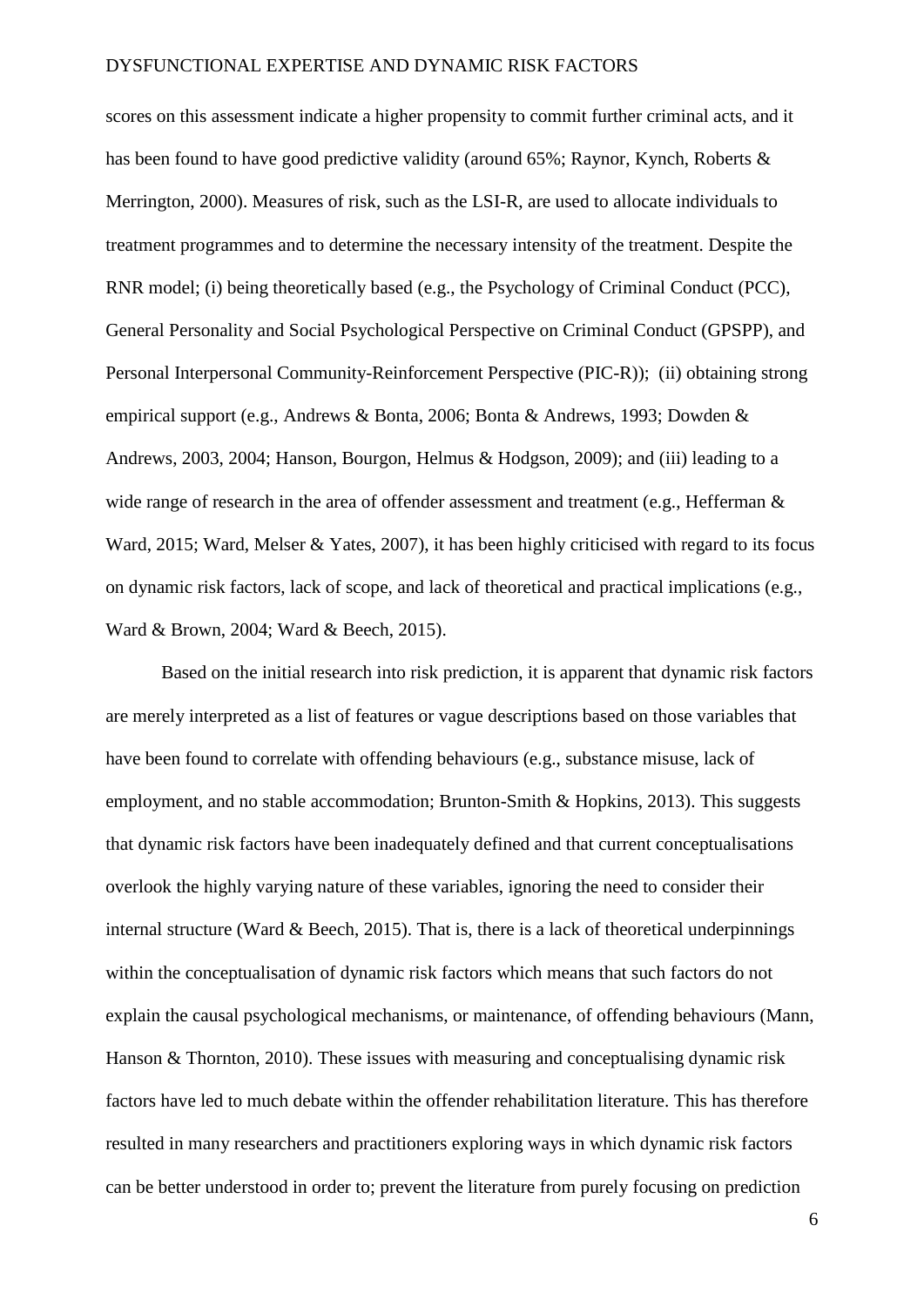scores on this assessment indicate a higher propensity to commit further criminal acts, and it has been found to have good predictive validity (around 65%; Raynor, Kynch, Roberts & Merrington, 2000). Measures of risk, such as the LSI-R, are used to allocate individuals to treatment programmes and to determine the necessary intensity of the treatment. Despite the RNR model; (i) being theoretically based (e.g., the Psychology of Criminal Conduct (PCC), General Personality and Social Psychological Perspective on Criminal Conduct (GPSPP), and Personal Interpersonal Community-Reinforcement Perspective (PIC-R)); (ii) obtaining strong empirical support (e.g., Andrews & Bonta, 2006; Bonta & Andrews, 1993; Dowden & Andrews, 2003, 2004; Hanson, Bourgon, Helmus & Hodgson, 2009); and (iii) leading to a wide range of research in the area of offender assessment and treatment (e.g., Hefferman & Ward, 2015; Ward, Melser & Yates, 2007), it has been highly criticised with regard to its focus on dynamic risk factors, lack of scope, and lack of theoretical and practical implications (e.g., Ward & Brown, 2004; Ward & Beech, 2015).

Based on the initial research into risk prediction, it is apparent that dynamic risk factors are merely interpreted as a list of features or vague descriptions based on those variables that have been found to correlate with offending behaviours (e.g., substance misuse, lack of employment, and no stable accommodation; Brunton-Smith & Hopkins, 2013). This suggests that dynamic risk factors have been inadequately defined and that current conceptualisations overlook the highly varying nature of these variables, ignoring the need to consider their internal structure (Ward & Beech, 2015). That is, there is a lack of theoretical underpinnings within the conceptualisation of dynamic risk factors which means that such factors do not explain the causal psychological mechanisms, or maintenance, of offending behaviours (Mann, Hanson & Thornton, 2010). These issues with measuring and conceptualising dynamic risk factors have led to much debate within the offender rehabilitation literature. This has therefore resulted in many researchers and practitioners exploring ways in which dynamic risk factors can be better understood in order to; prevent the literature from purely focusing on prediction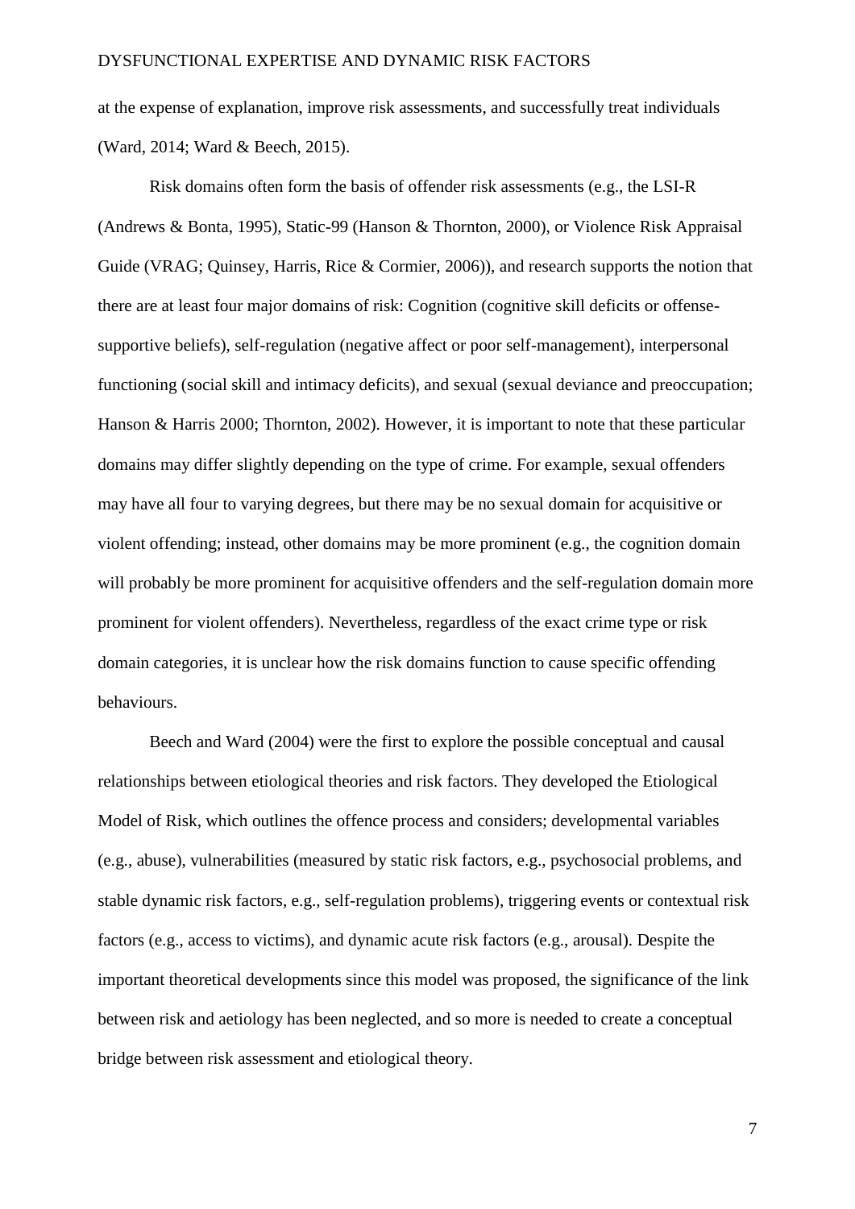at the expense of explanation, improve risk assessments, and successfully treat individuals (Ward, 2014; Ward & Beech, 2015).

Risk domains often form the basis of offender risk assessments (e.g., the LSI-R (Andrews & Bonta, 1995), Static-99 (Hanson & Thornton, 2000), or Violence Risk Appraisal Guide (VRAG; Quinsey, Harris, Rice & Cormier, 2006)), and research supports the notion that there are at least four major domains of risk: Cognition (cognitive skill deficits or offense-supportive beliefs), self-regulation (negative affect or poor self-management), interpersonal functioning (social skill and intimacy deficits), and sexual (sexual deviance and preoccupation; Hanson & Harris 2000; Thornton, 2002). However, it is important to note that these particular domains may differ slightly depending on the type of crime. For example, sexual offenders may have all four to varying degrees, but there may be no sexual domain for acquisitive or violent offending; instead, other domains may be more prominent (e.g., the cognition domain will probably be more prominent for acquisitive offenders and the self-regulation domain more prominent for violent offenders). Nevertheless, regardless of the exact crime type or risk domain categories, it is unclear how the risk domains function to cause specific offending behaviours.

Beech and Ward (2004) were the first to explore the possible conceptual and causal relationships between etiological theories and risk factors. They developed the Etiological Model of Risk, which outlines the offence process and considers; developmental variables (e.g., abuse), vulnerabilities (measured by static risk factors, e.g., psychosocial problems, and stable dynamic risk factors, e.g., self-regulation problems), triggering events or contextual risk factors (e.g., access to victims), and dynamic acute risk factors (e.g., arousal). Despite the important theoretical developments since this model was proposed, the significance of the link between risk and aetiology has been neglected, and so more is needed to create a conceptual bridge between risk assessment and etiological theory.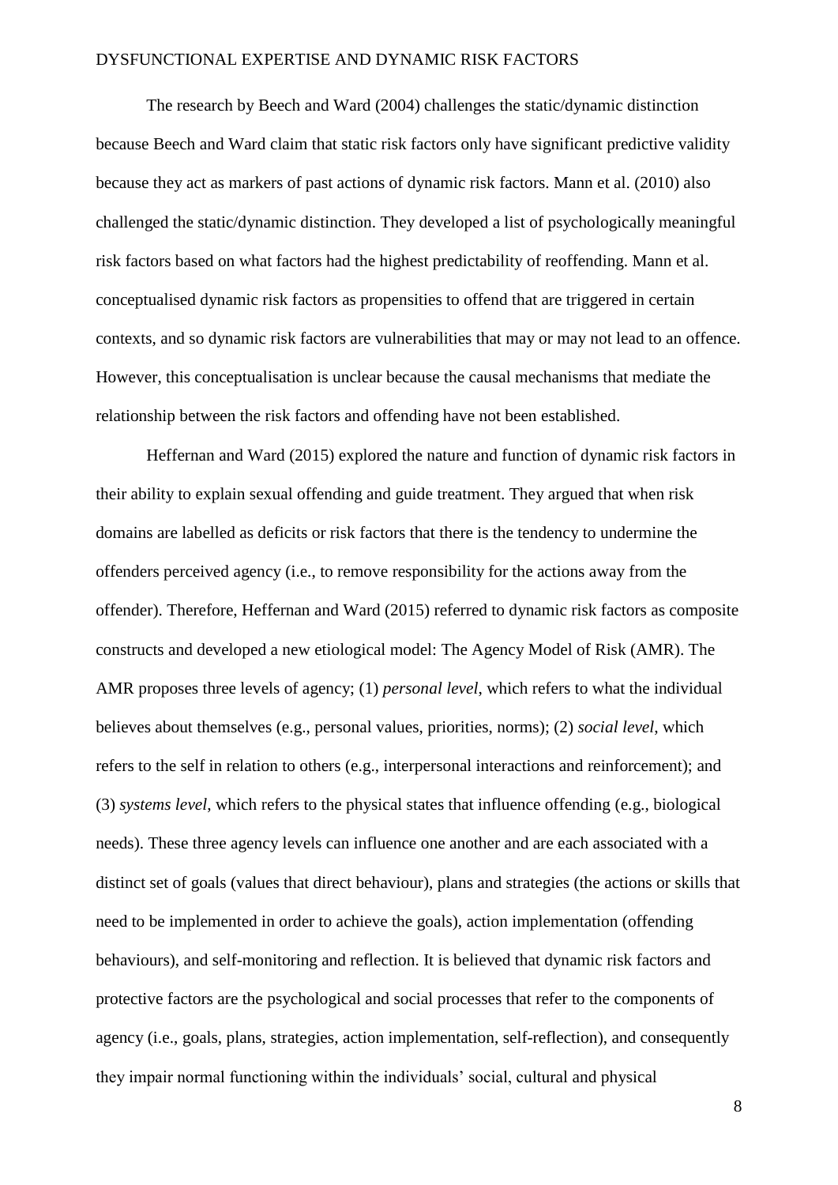The research by Beech and Ward (2004) challenges the static/dynamic distinction because Beech and Ward claim that static risk factors only have significant predictive validity because they act as markers of past actions of dynamic risk factors. Mann et al. (2010) also challenged the static/dynamic distinction. They developed a list of psychologically meaningful risk factors based on what factors had the highest predictability of reoffending. Mann et al. conceptualised dynamic risk factors as propensities to offend that are triggered in certain contexts, and so dynamic risk factors are vulnerabilities that may or may not lead to an offence. However, this conceptualisation is unclear because the causal mechanisms that mediate the relationship between the risk factors and offending have not been established.

Heffernan and Ward (2015) explored the nature and function of dynamic risk factors in their ability to explain sexual offending and guide treatment. They argued that when risk domains are labelled as deficits or risk factors that there is the tendency to undermine the offenders perceived agency (i.e., to remove responsibility for the actions away from the offender). Therefore, Heffernan and Ward (2015) referred to dynamic risk factors as composite constructs and developed a new etiological model: The Agency Model of Risk (AMR). The AMR proposes three levels of agency; (1) *personal level*, which refers to what the individual believes about themselves (e.g., personal values, priorities, norms); (2) *social level*, which refers to the self in relation to others (e.g., interpersonal interactions and reinforcement); and (3) *systems level*, which refers to the physical states that influence offending (e.g., biological needs). These three agency levels can influence one another and are each associated with a distinct set of goals (values that direct behaviour), plans and strategies (the actions or skills that need to be implemented in order to achieve the goals), action implementation (offending behaviours), and self-monitoring and reflection. It is believed that dynamic risk factors and protective factors are the psychological and social processes that refer to the components of agency (i.e., goals, plans, strategies, action implementation, self-reflection), and consequently they impair normal functioning within the individuals' social, cultural and physical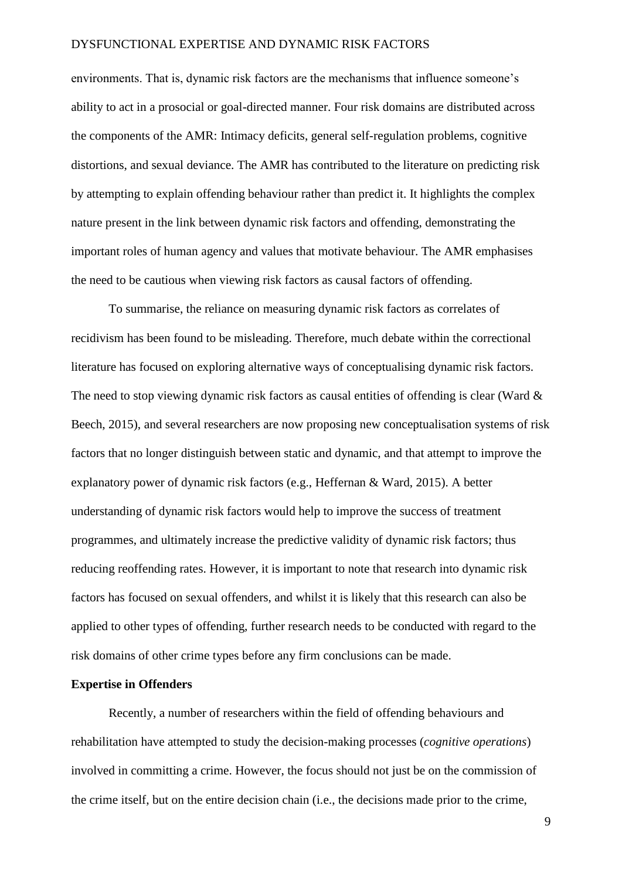environments. That is, dynamic risk factors are the mechanisms that influence someone's ability to act in a prosocial or goal-directed manner. Four risk domains are distributed across the components of the AMR: Intimacy deficits, general self-regulation problems, cognitive distortions, and sexual deviance. The AMR has contributed to the literature on predicting risk by attempting to explain offending behaviour rather than predict it. It highlights the complex nature present in the link between dynamic risk factors and offending, demonstrating the important roles of human agency and values that motivate behaviour. The AMR emphasises the need to be cautious when viewing risk factors as causal factors of offending.

To summarise, the reliance on measuring dynamic risk factors as correlates of recidivism has been found to be misleading. Therefore, much debate within the correctional literature has focused on exploring alternative ways of conceptualising dynamic risk factors. The need to stop viewing dynamic risk factors as causal entities of offending is clear (Ward & Beech, 2015), and several researchers are now proposing new conceptualisation systems of risk factors that no longer distinguish between static and dynamic, and that attempt to improve the explanatory power of dynamic risk factors (e.g., Heffernan & Ward, 2015). A better understanding of dynamic risk factors would help to improve the success of treatment programmes, and ultimately increase the predictive validity of dynamic risk factors; thus reducing reoffending rates. However, it is important to note that research into dynamic risk factors has focused on sexual offenders, and whilst it is likely that this research can also be applied to other types of offending, further research needs to be conducted with regard to the risk domains of other crime types before any firm conclusions can be made.

**Expertise in Offenders**

Recently, a number of researchers within the field of offending behaviours and rehabilitation have attempted to study the decision-making processes (*cognitive operations*) involved in committing a crime. However, the focus should not just be on the commission of the crime itself, but on the entire decision chain (i.e., the decisions made prior to the crime,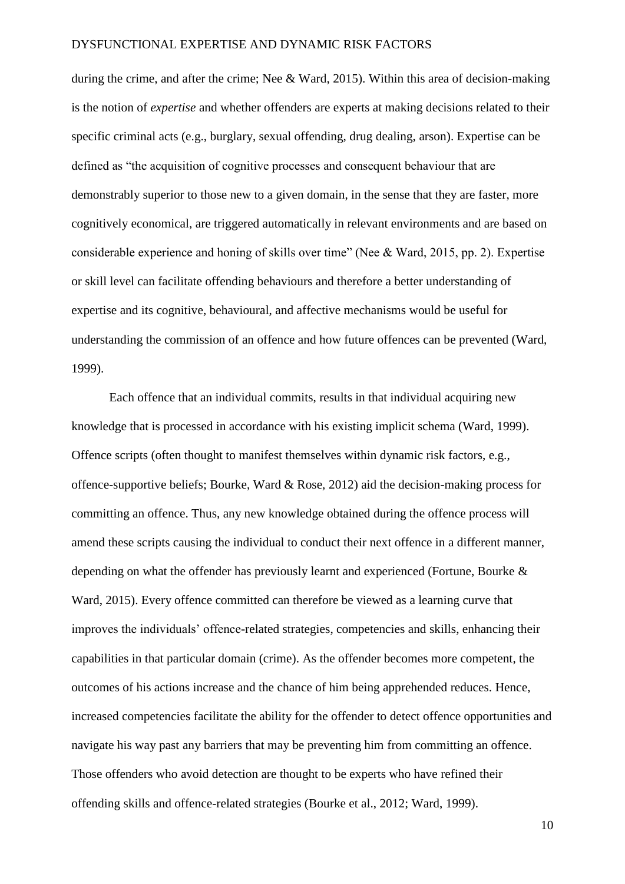during the crime, and after the crime; Nee & Ward, 2015). Within this area of decision-making is the notion of *expertise* and whether offenders are experts at making decisions related to their specific criminal acts (e.g., burglary, sexual offending, drug dealing, arson). Expertise can be defined as "the acquisition of cognitive processes and consequent behaviour that are demonstrably superior to those new to a given domain, in the sense that they are faster, more cognitively economical, are triggered automatically in relevant environments and are based on considerable experience and honing of skills over time" (Nee & Ward, 2015, pp. 2). Expertise or skill level can facilitate offending behaviours and therefore a better understanding of expertise and its cognitive, behavioural, and affective mechanisms would be useful for understanding the commission of an offence and how future offences can be prevented (Ward, 1999).

Each offence that an individual commits, results in that individual acquiring new knowledge that is processed in accordance with his existing implicit schema (Ward, 1999). Offence scripts (often thought to manifest themselves within dynamic risk factors, e.g., offence-supportive beliefs; Bourke, Ward & Rose, 2012) aid the decision-making process for committing an offence. Thus, any new knowledge obtained during the offence process will amend these scripts causing the individual to conduct their next offence in a different manner, depending on what the offender has previously learnt and experienced (Fortune, Bourke & Ward, 2015). Every offence committed can therefore be viewed as a learning curve that improves the individuals' offence-related strategies, competencies and skills, enhancing their capabilities in that particular domain (crime). As the offender becomes more competent, the outcomes of his actions increase and the chance of him being apprehended reduces. Hence, increased competencies facilitate the ability for the offender to detect offence opportunities and navigate his way past any barriers that may be preventing him from committing an offence. Those offenders who avoid detection are thought to be experts who have refined their offending skills and offence-related strategies (Bourke et al., 2012; Ward, 1999).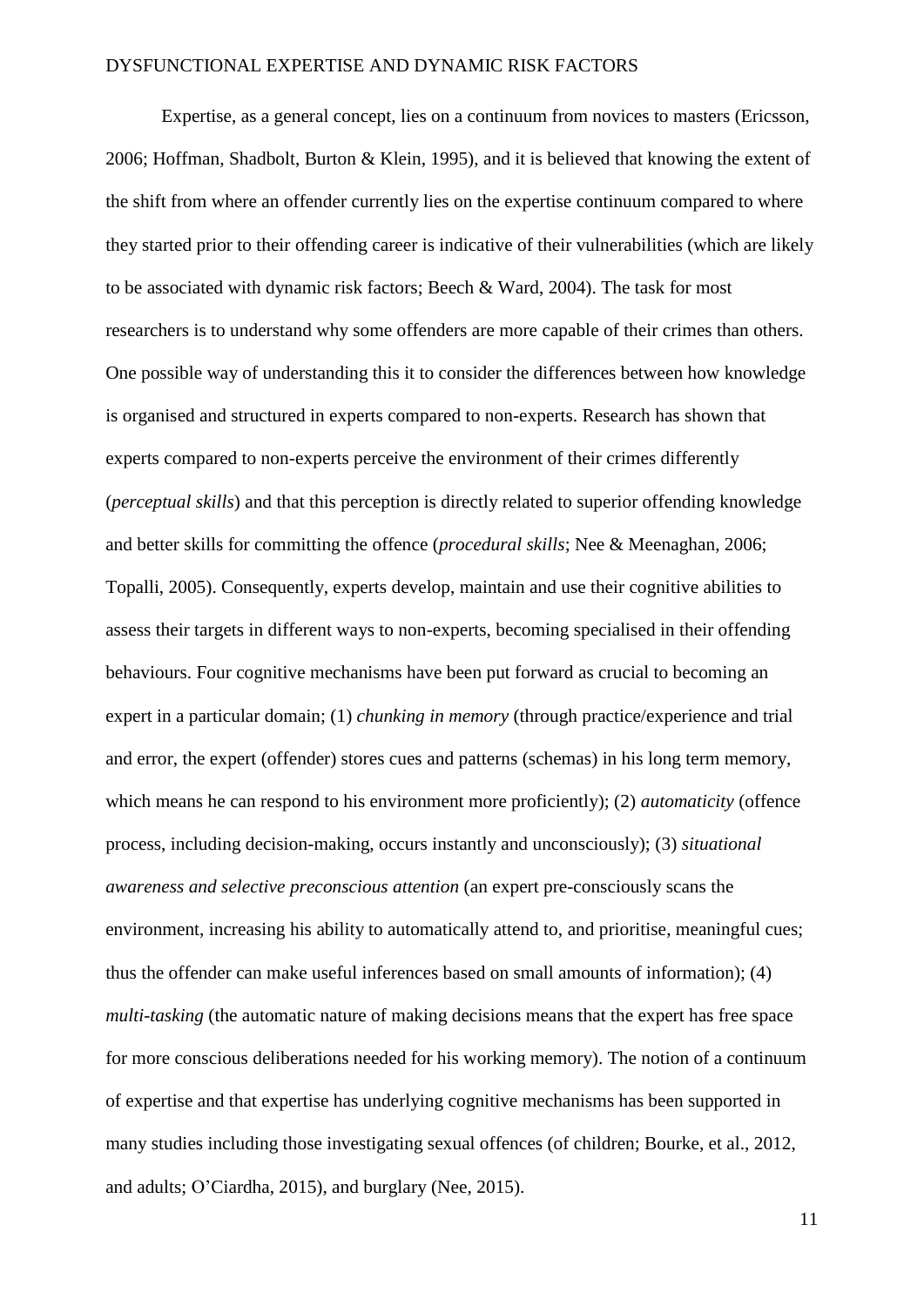Expertise, as a general concept, lies on a continuum from novices to masters (Ericsson, 2006; Hoffman, Shadbolt, Burton & Klein, 1995), and it is believed that knowing the extent of the shift from where an offender currently lies on the expertise continuum compared to where they started prior to their offending career is indicative of their vulnerabilities (which are likely to be associated with dynamic risk factors; Beech & Ward, 2004). The task for most researchers is to understand why some offenders are more capable of their crimes than others. One possible way of understanding this it to consider the differences between how knowledge is organised and structured in experts compared to non-experts. Research has shown that experts compared to non-experts perceive the environment of their crimes differently (*perceptual skills*) and that this perception is directly related to superior offending knowledge and better skills for committing the offence (*procedural skills*; Nee & Meenaghan, 2006; Topalli, 2005). Consequently, experts develop, maintain and use their cognitive abilities to assess their targets in different ways to non-experts, becoming specialised in their offending behaviours. Four cognitive mechanisms have been put forward as crucial to becoming an expert in a particular domain; (1) *chunking in memory* (through practice/experience and trial and error, the expert (offender) stores cues and patterns (schemas) in his long term memory, which means he can respond to his environment more proficiently); (2) *automaticity* (offence process, including decision-making, occurs instantly and unconsciously); (3) *situational awareness and selective preconscious attention* (an expert pre-consciously scans the environment, increasing his ability to automatically attend to, and prioritise, meaningful cues; thus the offender can make useful inferences based on small amounts of information); (4) *multi-tasking* (the automatic nature of making decisions means that the expert has free space for more conscious deliberations needed for his working memory). The notion of a continuum of expertise and that expertise has underlying cognitive mechanisms has been supported in many studies including those investigating sexual offences (of children; Bourke, et al., 2012, and adults; O'Ciardha, 2015), and burglary (Nee, 2015).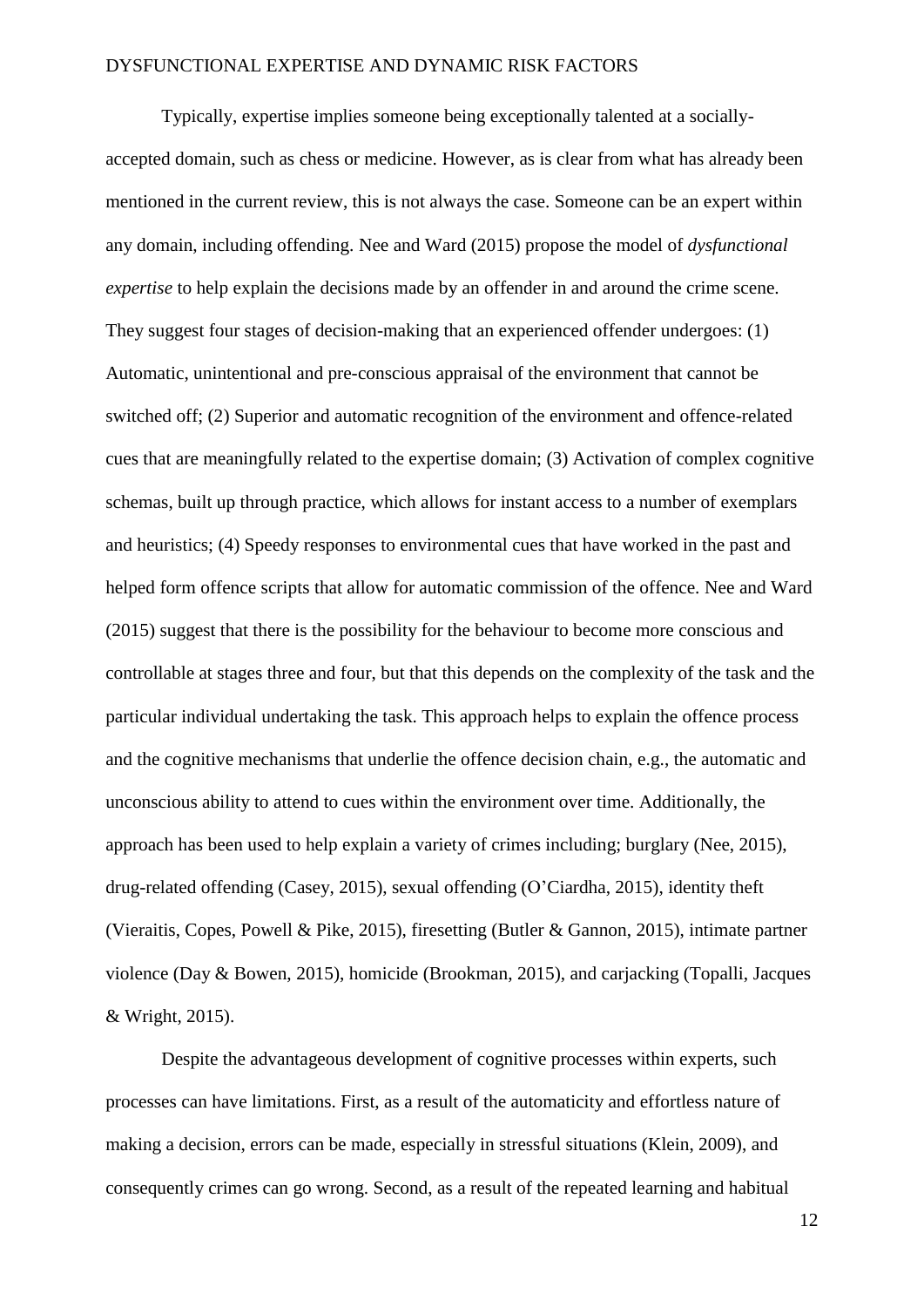Typically, expertise implies someone being exceptionally talented at a socially-accepted domain, such as chess or medicine. However, as is clear from what has already been mentioned in the current review, this is not always the case. Someone can be an expert within any domain, including offending. Nee and Ward (2015) propose the model of *dysfunctional expertise* to help explain the decisions made by an offender in and around the crime scene. They suggest four stages of decision-making that an experienced offender undergoes: (1) Automatic, unintentional and pre-conscious appraisal of the environment that cannot be switched off; (2) Superior and automatic recognition of the environment and offence-related cues that are meaningfully related to the expertise domain; (3) Activation of complex cognitive schemas, built up through practice, which allows for instant access to a number of exemplars and heuristics; (4) Speedy responses to environmental cues that have worked in the past and helped form offence scripts that allow for automatic commission of the offence. Nee and Ward (2015) suggest that there is the possibility for the behaviour to become more conscious and controllable at stages three and four, but that this depends on the complexity of the task and the particular individual undertaking the task. This approach helps to explain the offence process and the cognitive mechanisms that underlie the offence decision chain, e.g., the automatic and unconscious ability to attend to cues within the environment over time. Additionally, the approach has been used to help explain a variety of crimes including; burglary (Nee, 2015), drug-related offending (Casey, 2015), sexual offending (O'Ciardha, 2015), identity theft (Vieraitis, Copes, Powell & Pike, 2015), firesetting (Butler & Gannon, 2015), intimate partner violence (Day & Bowen, 2015), homicide (Brookman, 2015), and carjacking (Topalli, Jacques & Wright, 2015).

Despite the advantageous development of cognitive processes within experts, such processes can have limitations. First, as a result of the automaticity and effortless nature of making a decision, errors can be made, especially in stressful situations (Klein, 2009), and consequently crimes can go wrong. Second, as a result of the repeated learning and habitual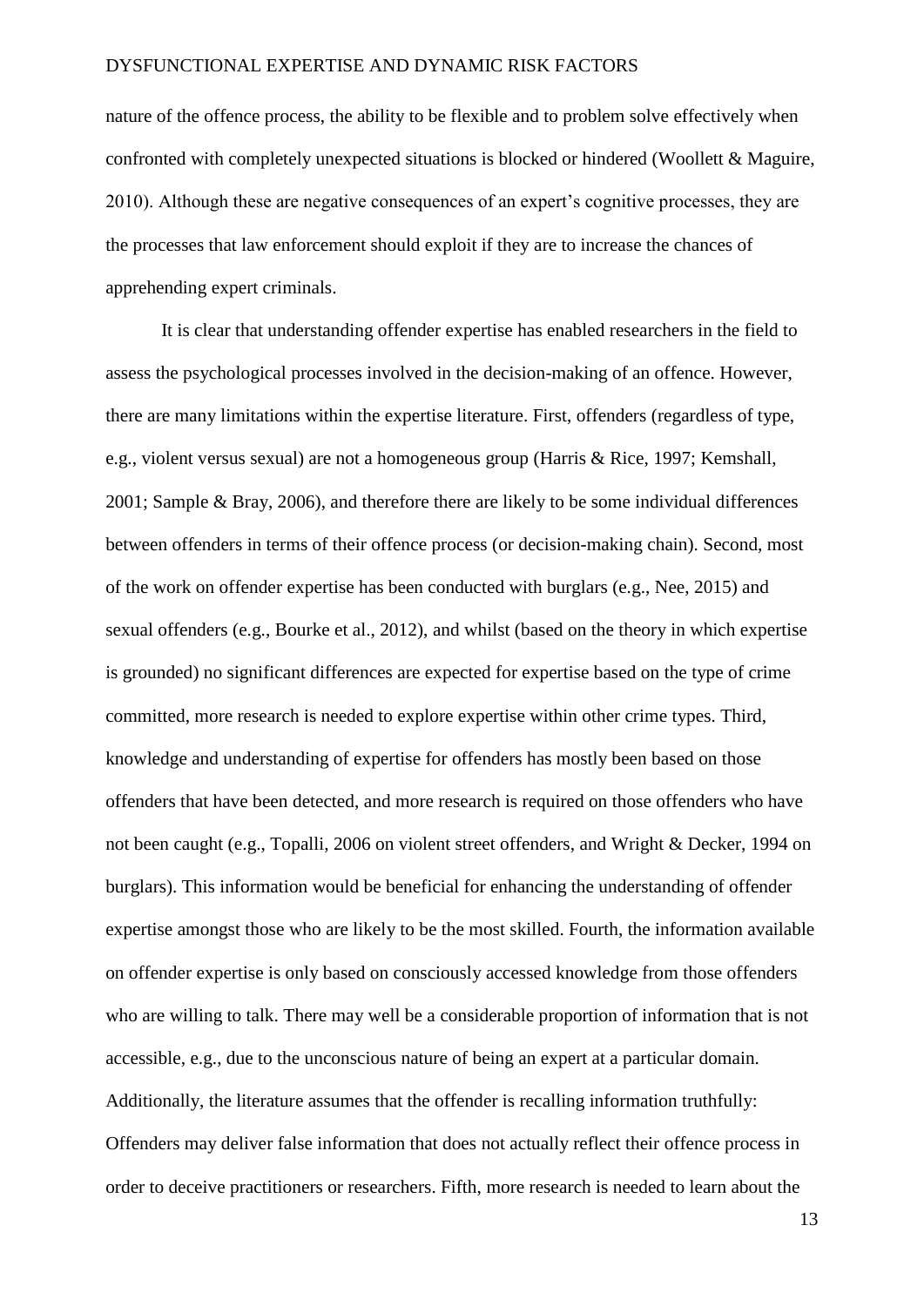nature of the offence process, the ability to be flexible and to problem solve effectively when confronted with completely unexpected situations is blocked or hindered (Woollett & Maguire, 2010). Although these are negative consequences of an expert's cognitive processes, they are the processes that law enforcement should exploit if they are to increase the chances of apprehending expert criminals.

It is clear that understanding offender expertise has enabled researchers in the field to assess the psychological processes involved in the decision-making of an offence. However, there are many limitations within the expertise literature. First, offenders (regardless of type, e.g., violent versus sexual) are not a homogeneous group (Harris & Rice, 1997; Kemshall, 2001; Sample & Bray, 2006), and therefore there are likely to be some individual differences between offenders in terms of their offence process (or decision-making chain). Second, most of the work on offender expertise has been conducted with burglars (e.g., Nee, 2015) and sexual offenders (e.g., Bourke et al., 2012), and whilst (based on the theory in which expertise is grounded) no significant differences are expected for expertise based on the type of crime committed, more research is needed to explore expertise within other crime types. Third, knowledge and understanding of expertise for offenders has mostly been based on those offenders that have been detected, and more research is required on those offenders who have not been caught (e.g., Topalli, 2006 on violent street offenders, and Wright & Decker, 1994 on burglars). This information would be beneficial for enhancing the understanding of offender expertise amongst those who are likely to be the most skilled. Fourth, the information available on offender expertise is only based on consciously accessed knowledge from those offenders who are willing to talk. There may well be a considerable proportion of information that is not accessible, e.g., due to the unconscious nature of being an expert at a particular domain. Additionally, the literature assumes that the offender is recalling information truthfully: Offenders may deliver false information that does not actually reflect their offence process in order to deceive practitioners or researchers. Fifth, more research is needed to learn about the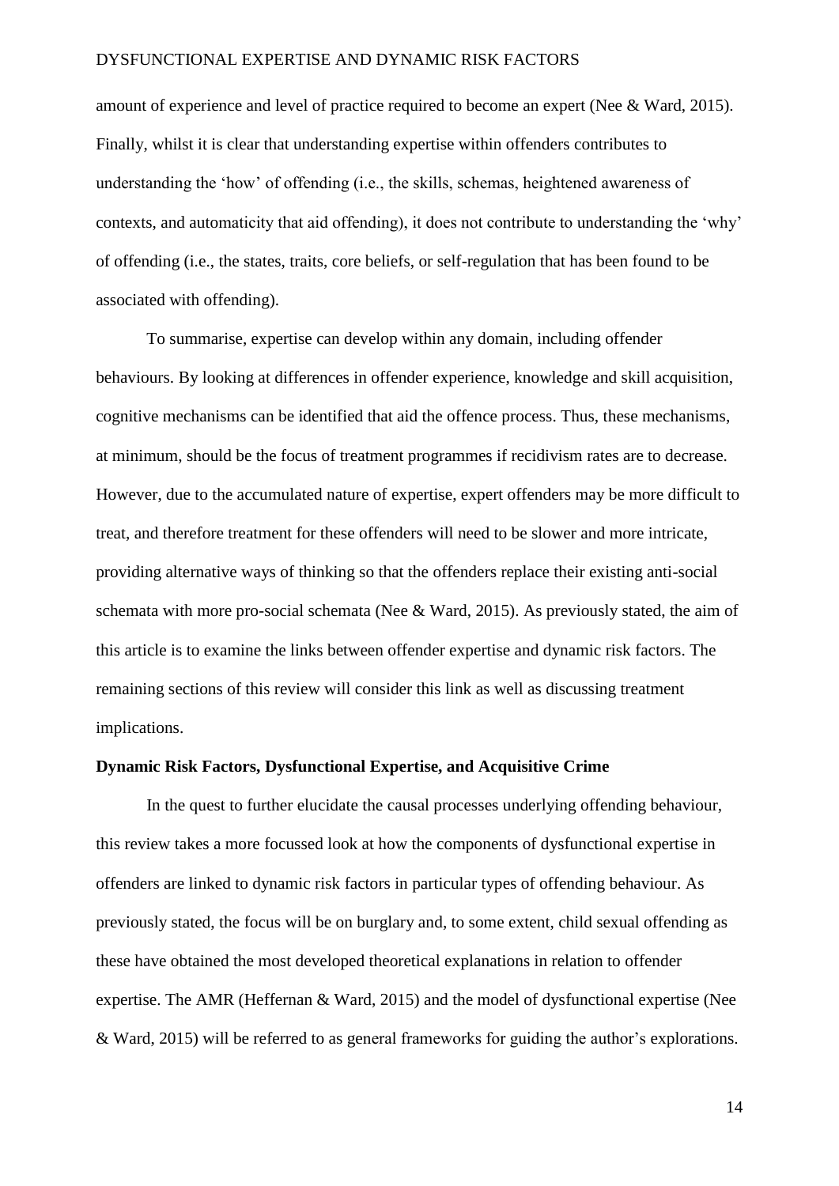amount of experience and level of practice required to become an expert (Nee & Ward, 2015). Finally, whilst it is clear that understanding expertise within offenders contributes to understanding the 'how' of offending (i.e., the skills, schemas, heightened awareness of contexts, and automaticity that aid offending), it does not contribute to understanding the 'why' of offending (i.e., the states, traits, core beliefs, or self-regulation that has been found to be associated with offending).

To summarise, expertise can develop within any domain, including offender behaviours. By looking at differences in offender experience, knowledge and skill acquisition, cognitive mechanisms can be identified that aid the offence process. Thus, these mechanisms, at minimum, should be the focus of treatment programmes if recidivism rates are to decrease. However, due to the accumulated nature of expertise, expert offenders may be more difficult to treat, and therefore treatment for these offenders will need to be slower and more intricate, providing alternative ways of thinking so that the offenders replace their existing anti-social schemata with more pro-social schemata (Nee & Ward, 2015). As previously stated, the aim of this article is to examine the links between offender expertise and dynamic risk factors. The remaining sections of this review will consider this link as well as discussing treatment implications.

## Dynamic Risk Factors, Dysfunctional Expertise, and Acquisitive Crime

In the quest to further elucidate the causal processes underlying offending behaviour, this review takes a more focussed look at how the components of dysfunctional expertise in offenders are linked to dynamic risk factors in particular types of offending behaviour. As previously stated, the focus will be on burglary and, to some extent, child sexual offending as these have obtained the most developed theoretical explanations in relation to offender expertise. The AMR (Heffernan & Ward, 2015) and the model of dysfunctional expertise (Nee & Ward, 2015) will be referred to as general frameworks for guiding the author's explorations.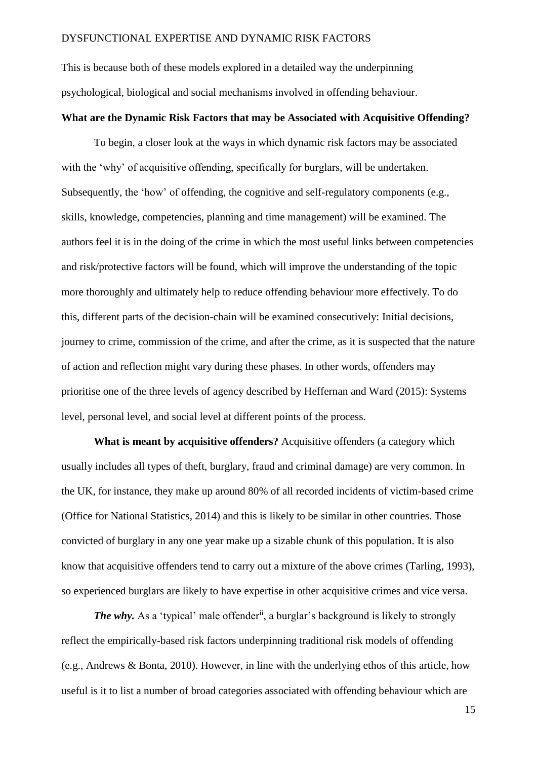This is because both of these models explored in a detailed way the underpinning psychological, biological and social mechanisms involved in offending behaviour.

## What are the Dynamic Risk Factors that may be Associated with Acquisitive Offending?

To begin, a closer look at the ways in which dynamic risk factors may be associated with the 'why' of acquisitive offending, specifically for burglars, will be undertaken. Subsequently, the 'how' of offending, the cognitive and self-regulatory components (e.g., skills, knowledge, competencies, planning and time management) will be examined. The authors feel it is in the doing of the crime in which the most useful links between competencies and risk/protective factors will be found, which will improve the understanding of the topic more thoroughly and ultimately help to reduce offending behaviour more effectively. To do this, different parts of the decision-chain will be examined consecutively: Initial decisions, journey to crime, commission of the crime, and after the crime, as it is suspected that the nature of action and reflection might vary during these phases. In other words, offenders may prioritise one of the three levels of agency described by Heffernan and Ward (2015): Systems level, personal level, and social level at different points of the process.

**What is meant by acquisitive offenders?** Acquisitive offenders (a category which usually includes all types of theft, burglary, fraud and criminal damage) are very common. In the UK, for instance, they make up around 80% of all recorded incidents of victim-based crime (Office for National Statistics, 2014) and this is likely to be similar in other countries. Those convicted of burglary in any one year make up a sizable chunk of this population. It is also know that acquisitive offenders tend to carry out a mixture of the above crimes (Tarling, 1993), so experienced burglars are likely to have expertise in other acquisitive crimes and vice versa.

***The why.*** As a 'typical' male offender[ii], a burglar's background is likely to strongly reflect the empirically-based risk factors underpinning traditional risk models of offending (e.g., Andrews & Bonta, 2010). However, in line with the underlying ethos of this article, how useful is it to list a number of broad categories associated with offending behaviour which are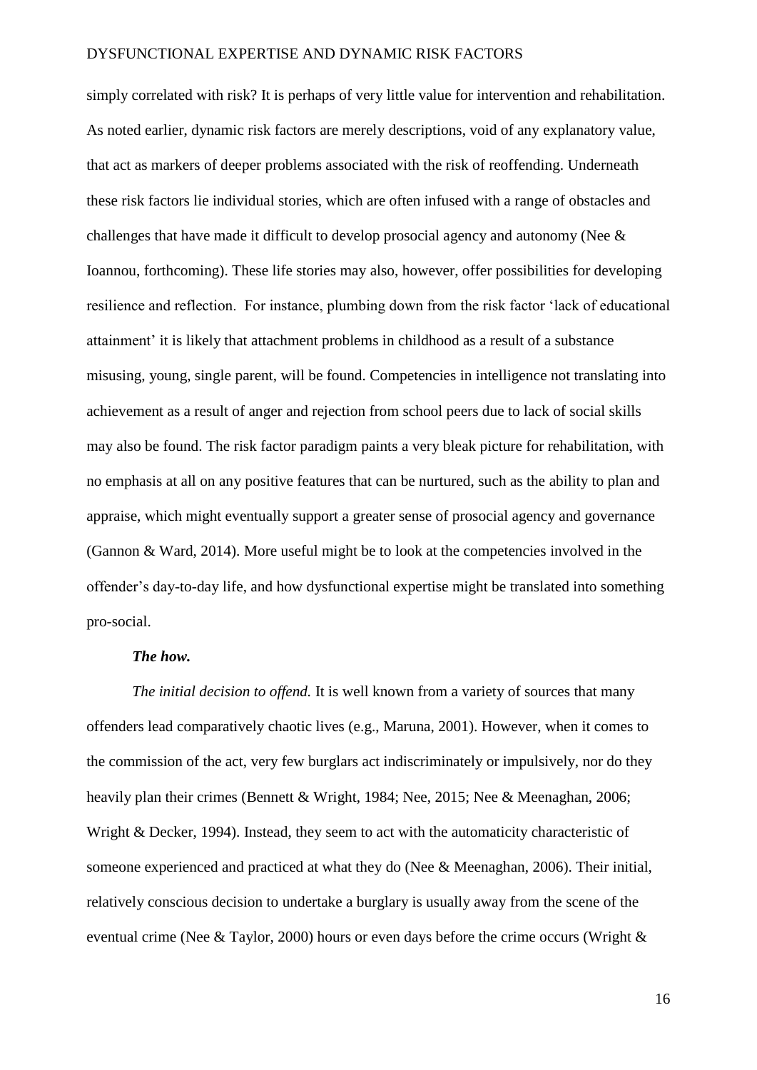simply correlated with risk? It is perhaps of very little value for intervention and rehabilitation. As noted earlier, dynamic risk factors are merely descriptions, void of any explanatory value, that act as markers of deeper problems associated with the risk of reoffending. Underneath these risk factors lie individual stories, which are often infused with a range of obstacles and challenges that have made it difficult to develop prosocial agency and autonomy (Nee & Ioannou, forthcoming). These life stories may also, however, offer possibilities for developing resilience and reflection. For instance, plumbing down from the risk factor 'lack of educational attainment' it is likely that attachment problems in childhood as a result of a substance misusing, young, single parent, will be found. Competencies in intelligence not translating into achievement as a result of anger and rejection from school peers due to lack of social skills may also be found. The risk factor paradigm paints a very bleak picture for rehabilitation, with no emphasis at all on any positive features that can be nurtured, such as the ability to plan and appraise, which might eventually support a greater sense of prosocial agency and governance (Gannon & Ward, 2014). More useful might be to look at the competencies involved in the offender's day-to-day life, and how dysfunctional expertise might be translated into something pro-social.

***The how.***

*The initial decision to offend.* It is well known from a variety of sources that many offenders lead comparatively chaotic lives (e.g., Maruna, 2001). However, when it comes to the commission of the act, very few burglars act indiscriminately or impulsively, nor do they heavily plan their crimes (Bennett & Wright, 1984; Nee, 2015; Nee & Meenaghan, 2006; Wright & Decker, 1994). Instead, they seem to act with the automaticity characteristic of someone experienced and practiced at what they do (Nee & Meenaghan, 2006). Their initial, relatively conscious decision to undertake a burglary is usually away from the scene of the eventual crime (Nee & Taylor, 2000) hours or even days before the crime occurs (Wright &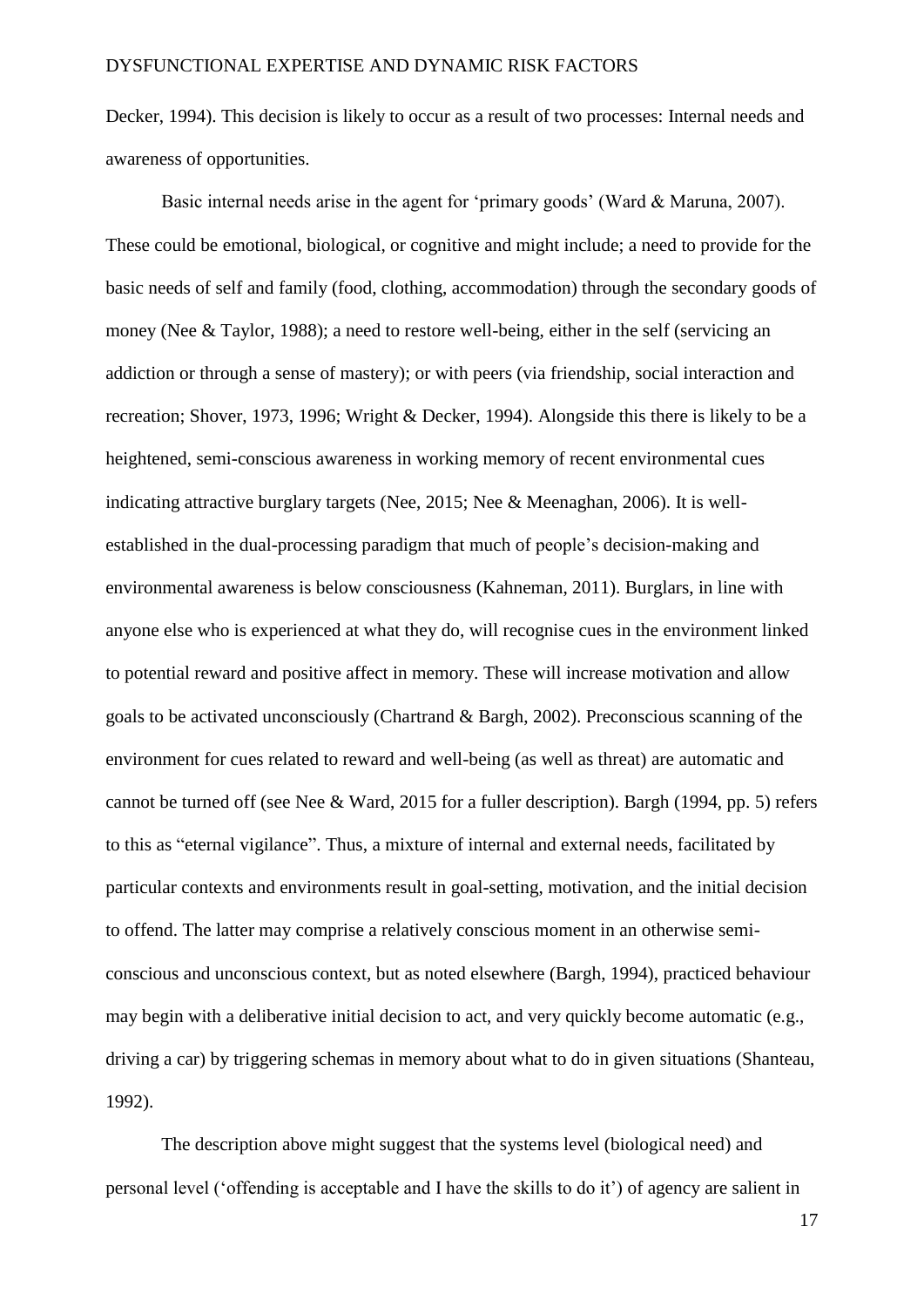Decker, 1994). This decision is likely to occur as a result of two processes: Internal needs and awareness of opportunities.

Basic internal needs arise in the agent for 'primary goods' (Ward & Maruna, 2007). These could be emotional, biological, or cognitive and might include; a need to provide for the basic needs of self and family (food, clothing, accommodation) through the secondary goods of money (Nee & Taylor, 1988); a need to restore well-being, either in the self (servicing an addiction or through a sense of mastery); or with peers (via friendship, social interaction and recreation; Shover, 1973, 1996; Wright & Decker, 1994). Alongside this there is likely to be a heightened, semi-conscious awareness in working memory of recent environmental cues indicating attractive burglary targets (Nee, 2015; Nee & Meenaghan, 2006). It is well-established in the dual-processing paradigm that much of people's decision-making and environmental awareness is below consciousness (Kahneman, 2011). Burglars, in line with anyone else who is experienced at what they do, will recognise cues in the environment linked to potential reward and positive affect in memory. These will increase motivation and allow goals to be activated unconsciously (Chartrand & Bargh, 2002). Preconscious scanning of the environment for cues related to reward and well-being (as well as threat) are automatic and cannot be turned off (see Nee & Ward, 2015 for a fuller description). Bargh (1994, pp. 5) refers to this as "eternal vigilance". Thus, a mixture of internal and external needs, facilitated by particular contexts and environments result in goal-setting, motivation, and the initial decision to offend. The latter may comprise a relatively conscious moment in an otherwise semi-conscious and unconscious context, but as noted elsewhere (Bargh, 1994), practiced behaviour may begin with a deliberative initial decision to act, and very quickly become automatic (e.g., driving a car) by triggering schemas in memory about what to do in given situations (Shanteau, 1992).

The description above might suggest that the systems level (biological need) and personal level ('offending is acceptable and I have the skills to do it') of agency are salient in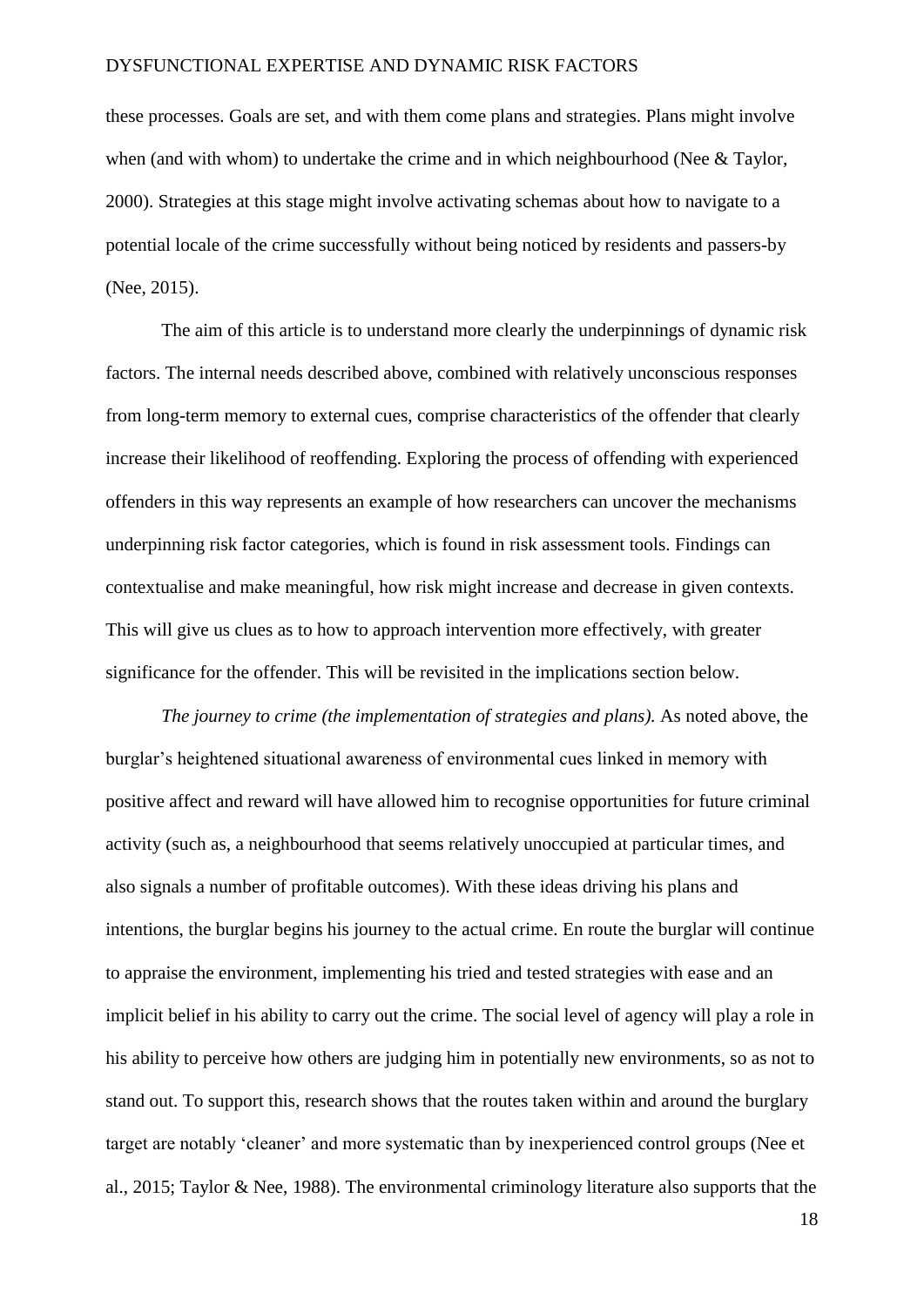these processes. Goals are set, and with them come plans and strategies. Plans might involve when (and with whom) to undertake the crime and in which neighbourhood (Nee & Taylor, 2000). Strategies at this stage might involve activating schemas about how to navigate to a potential locale of the crime successfully without being noticed by residents and passers-by (Nee, 2015).

The aim of this article is to understand more clearly the underpinnings of dynamic risk factors. The internal needs described above, combined with relatively unconscious responses from long-term memory to external cues, comprise characteristics of the offender that clearly increase their likelihood of reoffending. Exploring the process of offending with experienced offenders in this way represents an example of how researchers can uncover the mechanisms underpinning risk factor categories, which is found in risk assessment tools. Findings can contextualise and make meaningful, how risk might increase and decrease in given contexts. This will give us clues as to how to approach intervention more effectively, with greater significance for the offender. This will be revisited in the implications section below.

*The journey to crime (the implementation of strategies and plans).* As noted above, the burglar's heightened situational awareness of environmental cues linked in memory with positive affect and reward will have allowed him to recognise opportunities for future criminal activity (such as, a neighbourhood that seems relatively unoccupied at particular times, and also signals a number of profitable outcomes). With these ideas driving his plans and intentions, the burglar begins his journey to the actual crime. En route the burglar will continue to appraise the environment, implementing his tried and tested strategies with ease and an implicit belief in his ability to carry out the crime. The social level of agency will play a role in his ability to perceive how others are judging him in potentially new environments, so as not to stand out. To support this, research shows that the routes taken within and around the burglary target are notably 'cleaner' and more systematic than by inexperienced control groups (Nee et al., 2015; Taylor & Nee, 1988). The environmental criminology literature also supports that the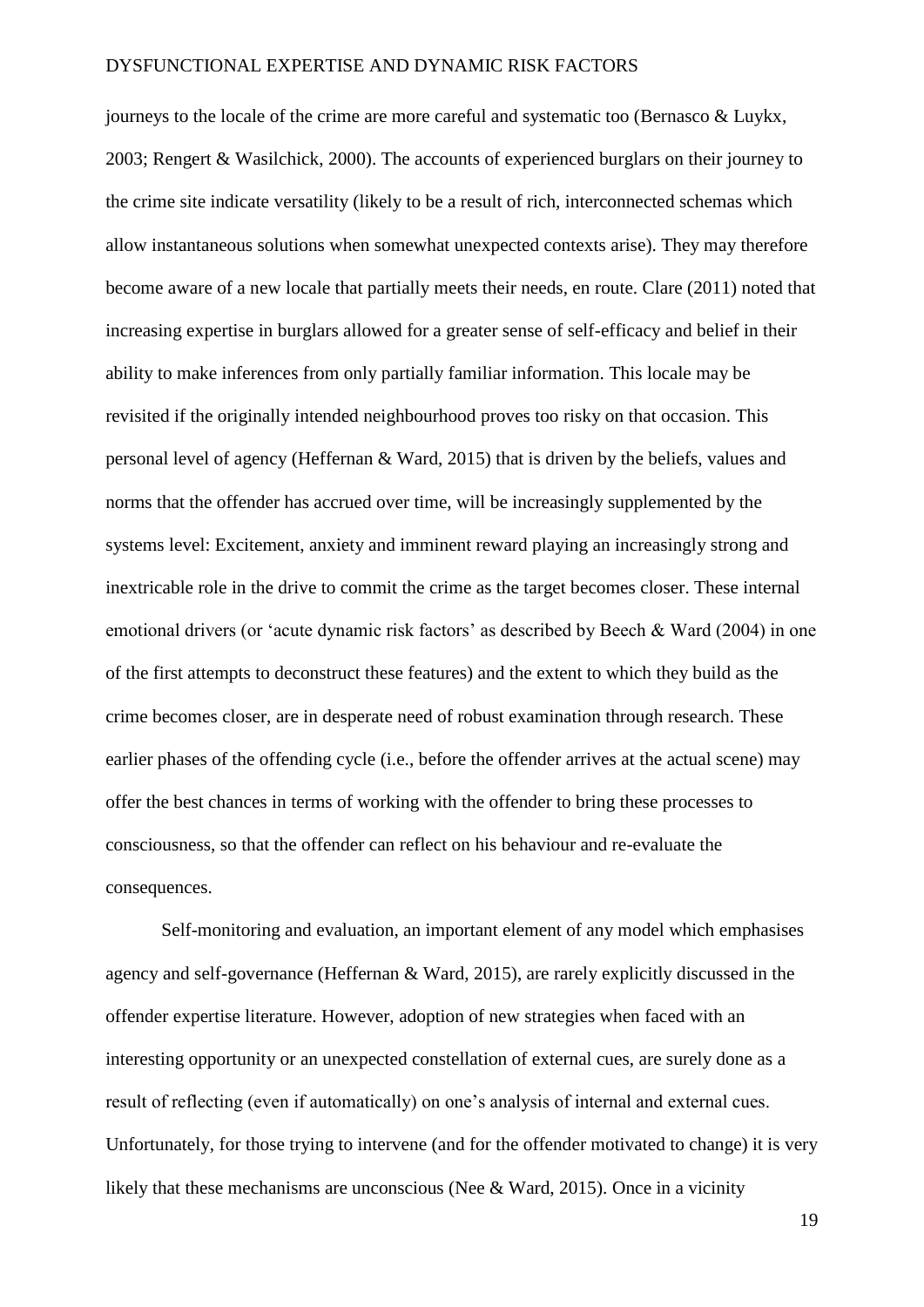journeys to the locale of the crime are more careful and systematic too (Bernasco & Luykx, 2003; Rengert & Wasilchick, 2000). The accounts of experienced burglars on their journey to the crime site indicate versatility (likely to be a result of rich, interconnected schemas which allow instantaneous solutions when somewhat unexpected contexts arise). They may therefore become aware of a new locale that partially meets their needs, en route. Clare (2011) noted that increasing expertise in burglars allowed for a greater sense of self-efficacy and belief in their ability to make inferences from only partially familiar information. This locale may be revisited if the originally intended neighbourhood proves too risky on that occasion. This personal level of agency (Heffernan & Ward, 2015) that is driven by the beliefs, values and norms that the offender has accrued over time, will be increasingly supplemented by the systems level: Excitement, anxiety and imminent reward playing an increasingly strong and inextricable role in the drive to commit the crime as the target becomes closer. These internal emotional drivers (or 'acute dynamic risk factors' as described by Beech & Ward (2004) in one of the first attempts to deconstruct these features) and the extent to which they build as the crime becomes closer, are in desperate need of robust examination through research. These earlier phases of the offending cycle (i.e., before the offender arrives at the actual scene) may offer the best chances in terms of working with the offender to bring these processes to consciousness, so that the offender can reflect on his behaviour and re-evaluate the consequences.

Self-monitoring and evaluation, an important element of any model which emphasises agency and self-governance (Heffernan & Ward, 2015), are rarely explicitly discussed in the offender expertise literature. However, adoption of new strategies when faced with an interesting opportunity or an unexpected constellation of external cues, are surely done as a result of reflecting (even if automatically) on one's analysis of internal and external cues. Unfortunately, for those trying to intervene (and for the offender motivated to change) it is very likely that these mechanisms are unconscious (Nee & Ward, 2015). Once in a vicinity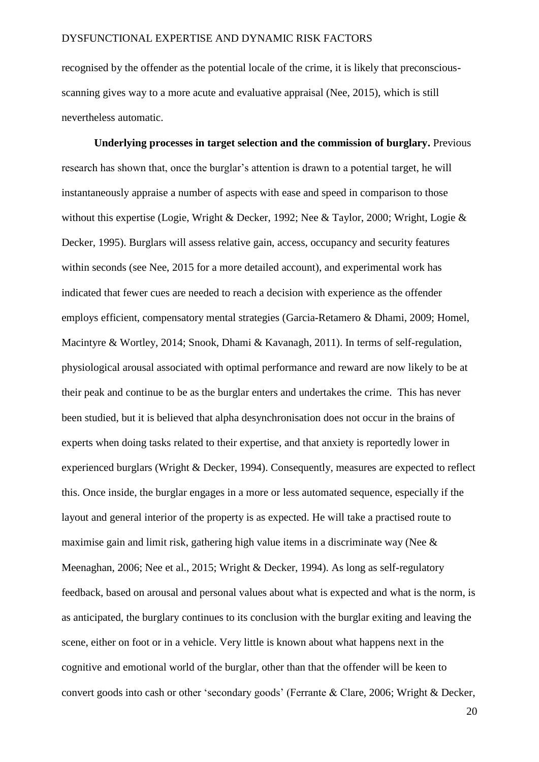recognised by the offender as the potential locale of the crime, it is likely that preconscious-scanning gives way to a more acute and evaluative appraisal (Nee, 2015), which is still nevertheless automatic.

**Underlying processes in target selection and the commission of burglary.** Previous research has shown that, once the burglar's attention is drawn to a potential target, he will instantaneously appraise a number of aspects with ease and speed in comparison to those without this expertise (Logie, Wright & Decker, 1992; Nee & Taylor, 2000; Wright, Logie & Decker, 1995). Burglars will assess relative gain, access, occupancy and security features within seconds (see Nee, 2015 for a more detailed account), and experimental work has indicated that fewer cues are needed to reach a decision with experience as the offender employs efficient, compensatory mental strategies (Garcia-Retamero & Dhami, 2009; Homel, Macintyre & Wortley, 2014; Snook, Dhami & Kavanagh, 2011). In terms of self-regulation, physiological arousal associated with optimal performance and reward are now likely to be at their peak and continue to be as the burglar enters and undertakes the crime. This has never been studied, but it is believed that alpha desynchronisation does not occur in the brains of experts when doing tasks related to their expertise, and that anxiety is reportedly lower in experienced burglars (Wright & Decker, 1994). Consequently, measures are expected to reflect this. Once inside, the burglar engages in a more or less automated sequence, especially if the layout and general interior of the property is as expected. He will take a practised route to maximise gain and limit risk, gathering high value items in a discriminate way (Nee & Meenaghan, 2006; Nee et al., 2015; Wright & Decker, 1994). As long as self-regulatory feedback, based on arousal and personal values about what is expected and what is the norm, is as anticipated, the burglary continues to its conclusion with the burglar exiting and leaving the scene, either on foot or in a vehicle. Very little is known about what happens next in the cognitive and emotional world of the burglar, other than that the offender will be keen to convert goods into cash or other 'secondary goods' (Ferrante & Clare, 2006; Wright & Decker,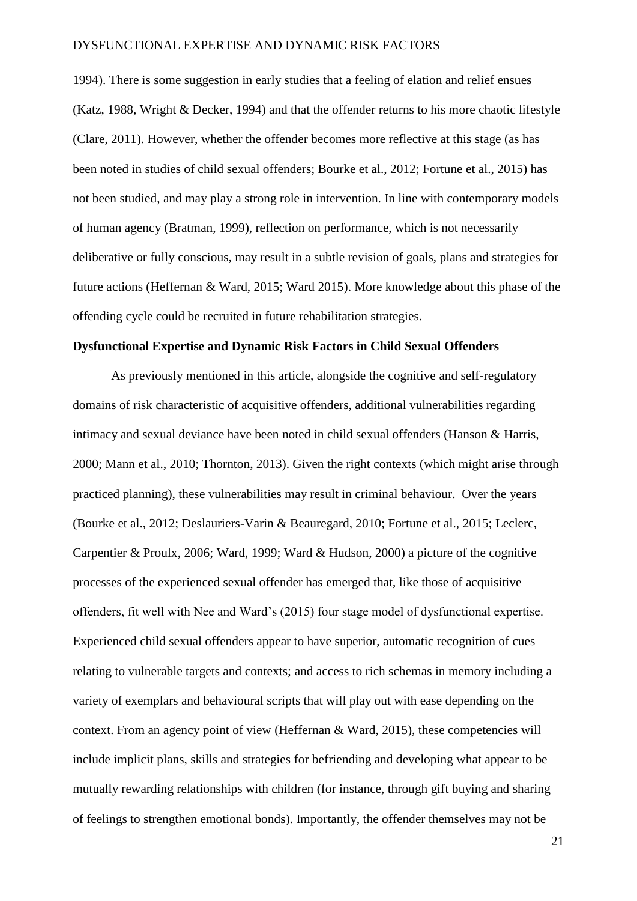1994). There is some suggestion in early studies that a feeling of elation and relief ensues (Katz, 1988, Wright & Decker, 1994) and that the offender returns to his more chaotic lifestyle (Clare, 2011). However, whether the offender becomes more reflective at this stage (as has been noted in studies of child sexual offenders; Bourke et al., 2012; Fortune et al., 2015) has not been studied, and may play a strong role in intervention. In line with contemporary models of human agency (Bratman, 1999), reflection on performance, which is not necessarily deliberative or fully conscious, may result in a subtle revision of goals, plans and strategies for future actions (Heffernan & Ward, 2015; Ward 2015). More knowledge about this phase of the offending cycle could be recruited in future rehabilitation strategies.

**Dysfunctional Expertise and Dynamic Risk Factors in Child Sexual Offenders**

As previously mentioned in this article, alongside the cognitive and self-regulatory domains of risk characteristic of acquisitive offenders, additional vulnerabilities regarding intimacy and sexual deviance have been noted in child sexual offenders (Hanson & Harris, 2000; Mann et al., 2010; Thornton, 2013). Given the right contexts (which might arise through practiced planning), these vulnerabilities may result in criminal behaviour. Over the years (Bourke et al., 2012; Deslauriers-Varin & Beauregard, 2010; Fortune et al., 2015; Leclerc, Carpentier & Proulx, 2006; Ward, 1999; Ward & Hudson, 2000) a picture of the cognitive processes of the experienced sexual offender has emerged that, like those of acquisitive offenders, fit well with Nee and Ward's (2015) four stage model of dysfunctional expertise. Experienced child sexual offenders appear to have superior, automatic recognition of cues relating to vulnerable targets and contexts; and access to rich schemas in memory including a variety of exemplars and behavioural scripts that will play out with ease depending on the context. From an agency point of view (Heffernan & Ward, 2015), these competencies will include implicit plans, skills and strategies for befriending and developing what appear to be mutually rewarding relationships with children (for instance, through gift buying and sharing of feelings to strengthen emotional bonds). Importantly, the offender themselves may not be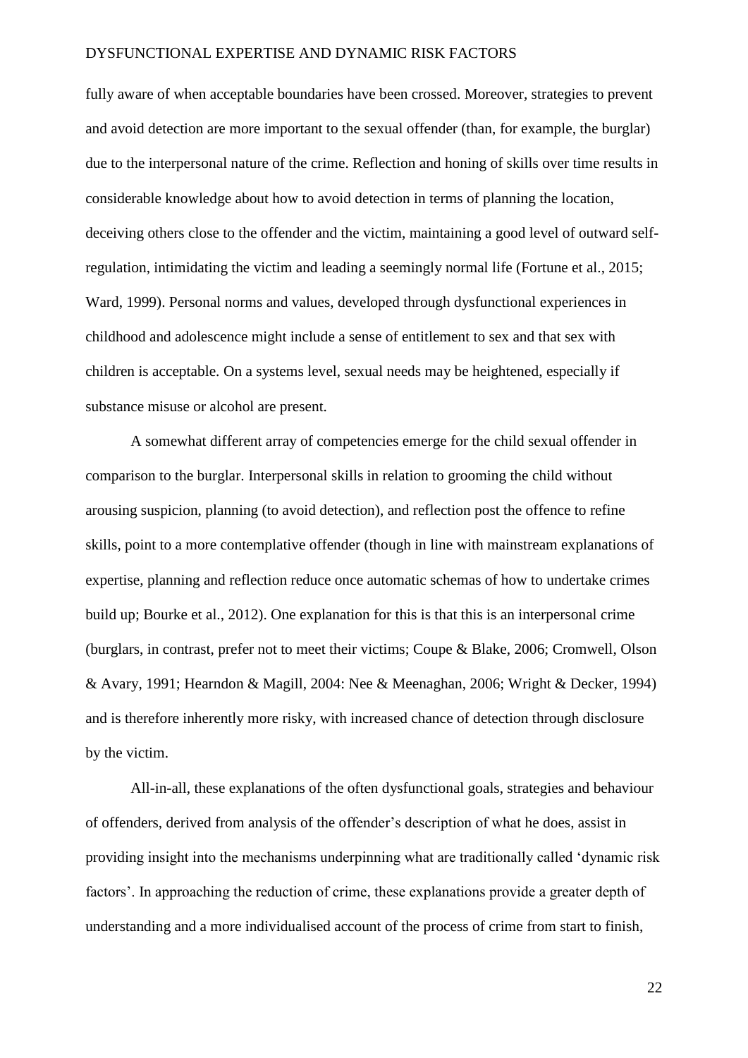fully aware of when acceptable boundaries have been crossed. Moreover, strategies to prevent and avoid detection are more important to the sexual offender (than, for example, the burglar) due to the interpersonal nature of the crime. Reflection and honing of skills over time results in considerable knowledge about how to avoid detection in terms of planning the location, deceiving others close to the offender and the victim, maintaining a good level of outward self-regulation, intimidating the victim and leading a seemingly normal life (Fortune et al., 2015; Ward, 1999). Personal norms and values, developed through dysfunctional experiences in childhood and adolescence might include a sense of entitlement to sex and that sex with children is acceptable. On a systems level, sexual needs may be heightened, especially if substance misuse or alcohol are present.

A somewhat different array of competencies emerge for the child sexual offender in comparison to the burglar. Interpersonal skills in relation to grooming the child without arousing suspicion, planning (to avoid detection), and reflection post the offence to refine skills, point to a more contemplative offender (though in line with mainstream explanations of expertise, planning and reflection reduce once automatic schemas of how to undertake crimes build up; Bourke et al., 2012). One explanation for this is that this is an interpersonal crime (burglars, in contrast, prefer not to meet their victims; Coupe & Blake, 2006; Cromwell, Olson & Avary, 1991; Hearndon & Magill, 2004: Nee & Meenaghan, 2006; Wright & Decker, 1994) and is therefore inherently more risky, with increased chance of detection through disclosure by the victim.

All-in-all, these explanations of the often dysfunctional goals, strategies and behaviour of offenders, derived from analysis of the offender's description of what he does, assist in providing insight into the mechanisms underpinning what are traditionally called 'dynamic risk factors'. In approaching the reduction of crime, these explanations provide a greater depth of understanding and a more individualised account of the process of crime from start to finish,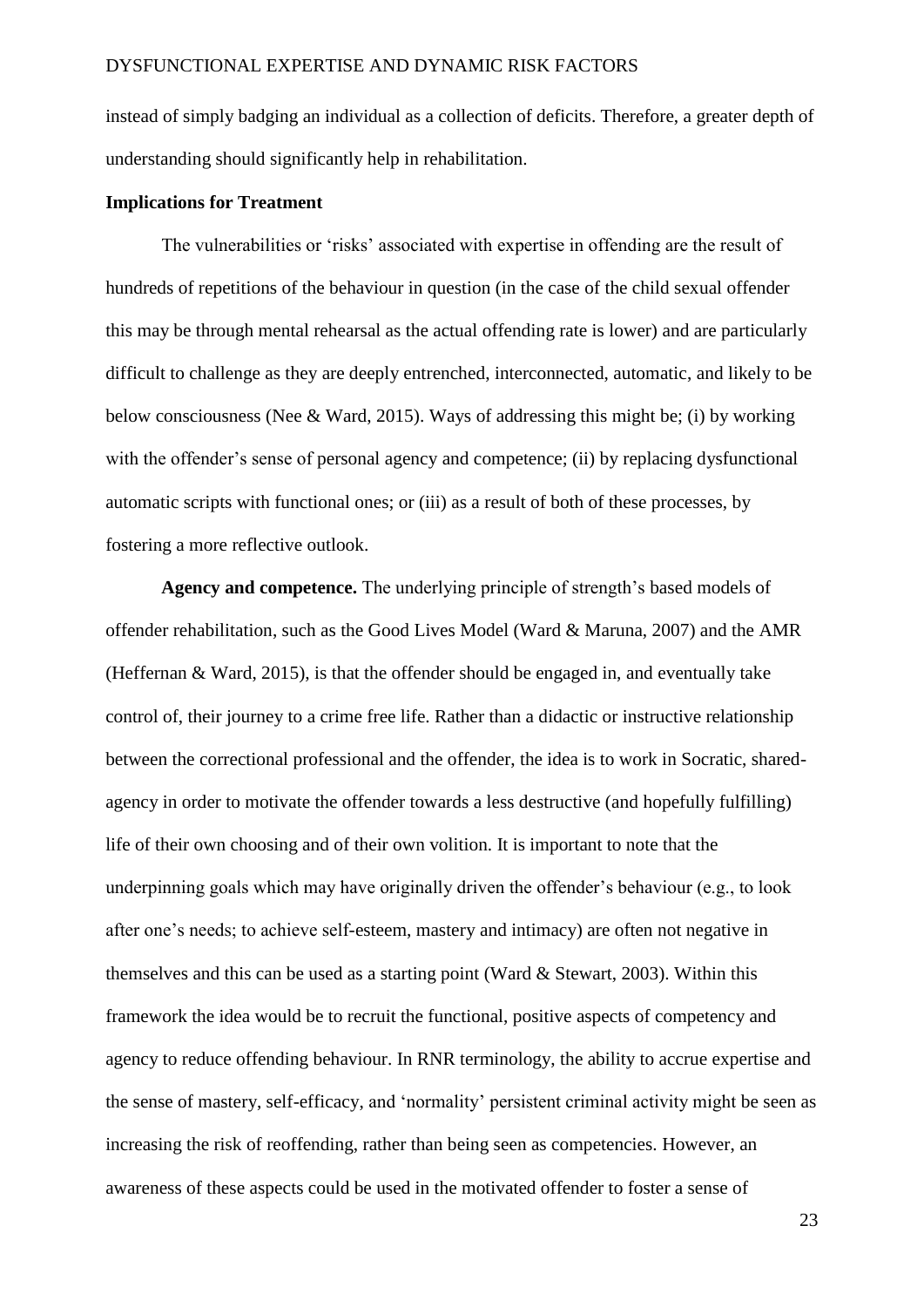instead of simply badging an individual as a collection of deficits. Therefore, a greater depth of understanding should significantly help in rehabilitation.

**Implications for Treatment**

The vulnerabilities or 'risks' associated with expertise in offending are the result of hundreds of repetitions of the behaviour in question (in the case of the child sexual offender this may be through mental rehearsal as the actual offending rate is lower) and are particularly difficult to challenge as they are deeply entrenched, interconnected, automatic, and likely to be below consciousness (Nee & Ward, 2015). Ways of addressing this might be; (i) by working with the offender's sense of personal agency and competence; (ii) by replacing dysfunctional automatic scripts with functional ones; or (iii) as a result of both of these processes, by fostering a more reflective outlook.

**Agency and competence.** The underlying principle of strength's based models of offender rehabilitation, such as the Good Lives Model (Ward & Maruna, 2007) and the AMR (Heffernan & Ward, 2015), is that the offender should be engaged in, and eventually take control of, their journey to a crime free life. Rather than a didactic or instructive relationship between the correctional professional and the offender, the idea is to work in Socratic, shared-agency in order to motivate the offender towards a less destructive (and hopefully fulfilling) life of their own choosing and of their own volition. It is important to note that the underpinning goals which may have originally driven the offender's behaviour (e.g., to look after one's needs; to achieve self-esteem, mastery and intimacy) are often not negative in themselves and this can be used as a starting point (Ward & Stewart, 2003). Within this framework the idea would be to recruit the functional, positive aspects of competency and agency to reduce offending behaviour. In RNR terminology, the ability to accrue expertise and the sense of mastery, self-efficacy, and 'normality' persistent criminal activity might be seen as increasing the risk of reoffending, rather than being seen as competencies. However, an awareness of these aspects could be used in the motivated offender to foster a sense of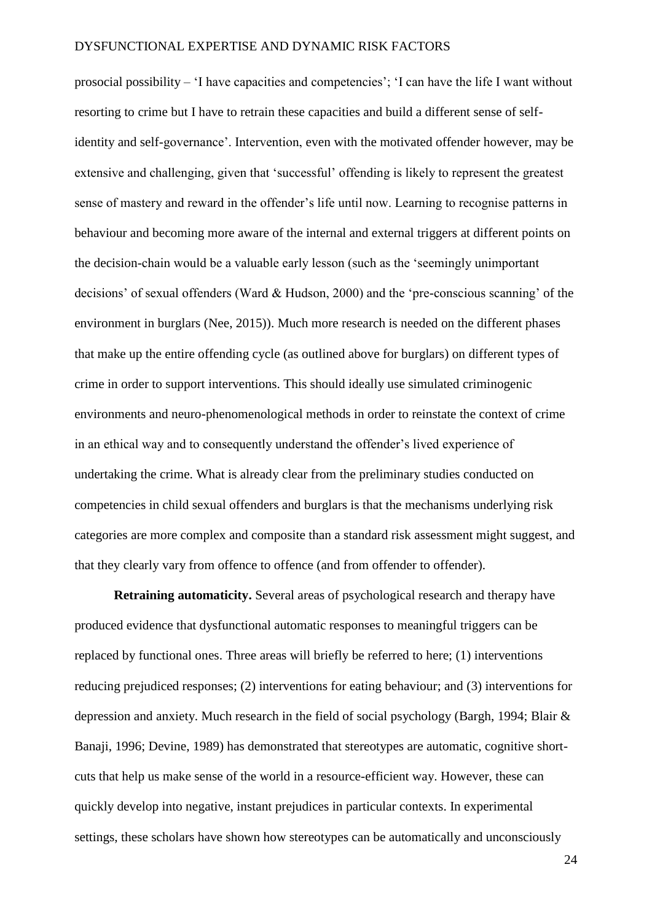prosocial possibility – 'I have capacities and competencies'; 'I can have the life I want without resorting to crime but I have to retrain these capacities and build a different sense of self-identity and self-governance'. Intervention, even with the motivated offender however, may be extensive and challenging, given that 'successful' offending is likely to represent the greatest sense of mastery and reward in the offender's life until now. Learning to recognise patterns in behaviour and becoming more aware of the internal and external triggers at different points on the decision-chain would be a valuable early lesson (such as the 'seemingly unimportant decisions' of sexual offenders (Ward & Hudson, 2000) and the 'pre-conscious scanning' of the environment in burglars (Nee, 2015)). Much more research is needed on the different phases that make up the entire offending cycle (as outlined above for burglars) on different types of crime in order to support interventions. This should ideally use simulated criminogenic environments and neuro-phenomenological methods in order to reinstate the context of crime in an ethical way and to consequently understand the offender's lived experience of undertaking the crime. What is already clear from the preliminary studies conducted on competencies in child sexual offenders and burglars is that the mechanisms underlying risk categories are more complex and composite than a standard risk assessment might suggest, and that they clearly vary from offence to offence (and from offender to offender).

**Retraining automaticity.** Several areas of psychological research and therapy have produced evidence that dysfunctional automatic responses to meaningful triggers can be replaced by functional ones. Three areas will briefly be referred to here; (1) interventions reducing prejudiced responses; (2) interventions for eating behaviour; and (3) interventions for depression and anxiety. Much research in the field of social psychology (Bargh, 1994; Blair & Banaji, 1996; Devine, 1989) has demonstrated that stereotypes are automatic, cognitive short-cuts that help us make sense of the world in a resource-efficient way. However, these can quickly develop into negative, instant prejudices in particular contexts. In experimental settings, these scholars have shown how stereotypes can be automatically and unconsciously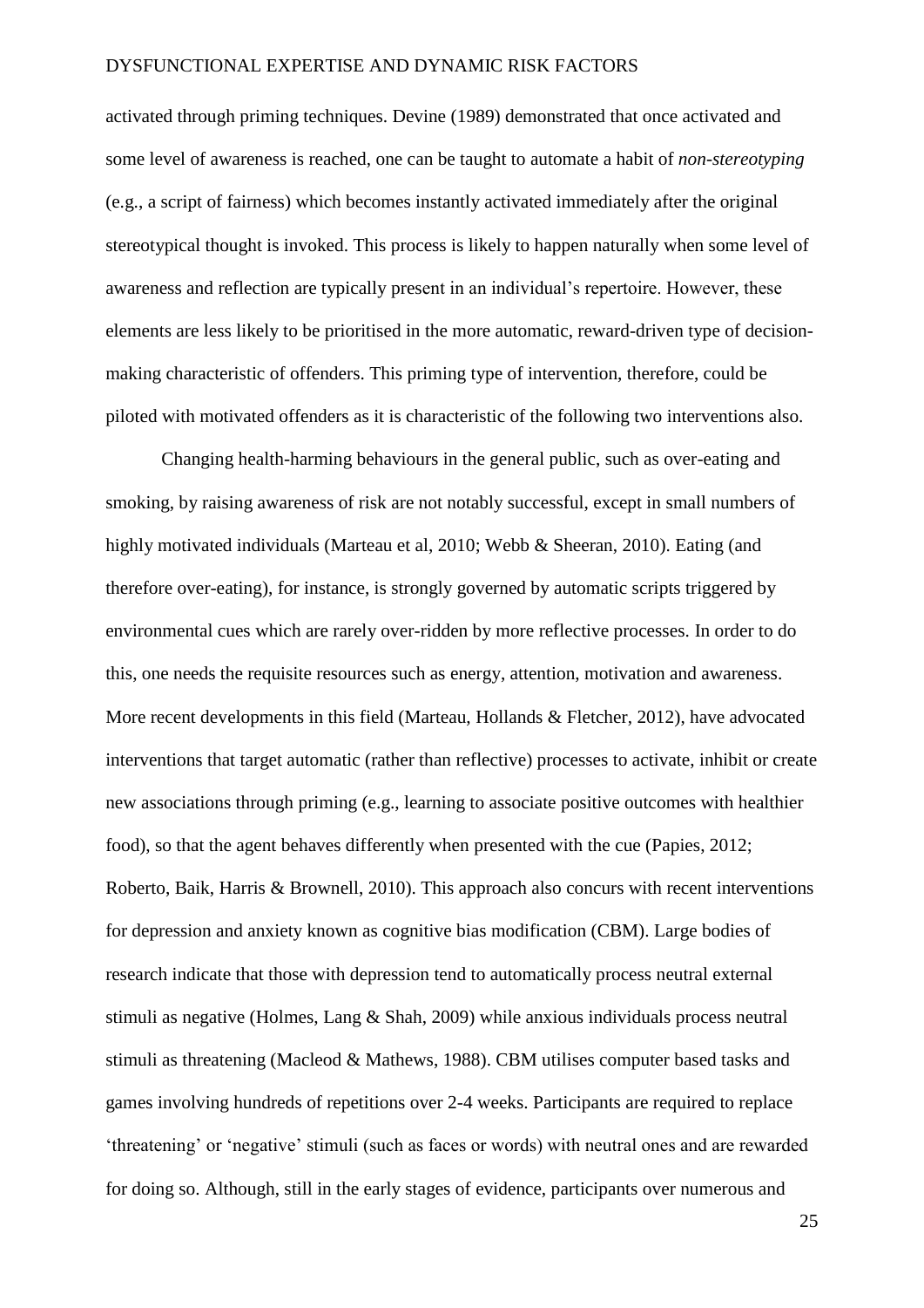activated through priming techniques. Devine (1989) demonstrated that once activated and some level of awareness is reached, one can be taught to automate a habit of *non-stereotyping* (e.g., a script of fairness) which becomes instantly activated immediately after the original stereotypical thought is invoked. This process is likely to happen naturally when some level of awareness and reflection are typically present in an individual's repertoire. However, these elements are less likely to be prioritised in the more automatic, reward-driven type of decision-making characteristic of offenders. This priming type of intervention, therefore, could be piloted with motivated offenders as it is characteristic of the following two interventions also.

Changing health-harming behaviours in the general public, such as over-eating and smoking, by raising awareness of risk are not notably successful, except in small numbers of highly motivated individuals (Marteau et al, 2010; Webb & Sheeran, 2010). Eating (and therefore over-eating), for instance, is strongly governed by automatic scripts triggered by environmental cues which are rarely over-ridden by more reflective processes. In order to do this, one needs the requisite resources such as energy, attention, motivation and awareness. More recent developments in this field (Marteau, Hollands & Fletcher, 2012), have advocated interventions that target automatic (rather than reflective) processes to activate, inhibit or create new associations through priming (e.g., learning to associate positive outcomes with healthier food), so that the agent behaves differently when presented with the cue (Papies, 2012; Roberto, Baik, Harris & Brownell, 2010). This approach also concurs with recent interventions for depression and anxiety known as cognitive bias modification (CBM). Large bodies of research indicate that those with depression tend to automatically process neutral external stimuli as negative (Holmes, Lang & Shah, 2009) while anxious individuals process neutral stimuli as threatening (Macleod & Mathews, 1988). CBM utilises computer based tasks and games involving hundreds of repetitions over 2-4 weeks. Participants are required to replace 'threatening' or 'negative' stimuli (such as faces or words) with neutral ones and are rewarded for doing so. Although, still in the early stages of evidence, participants over numerous and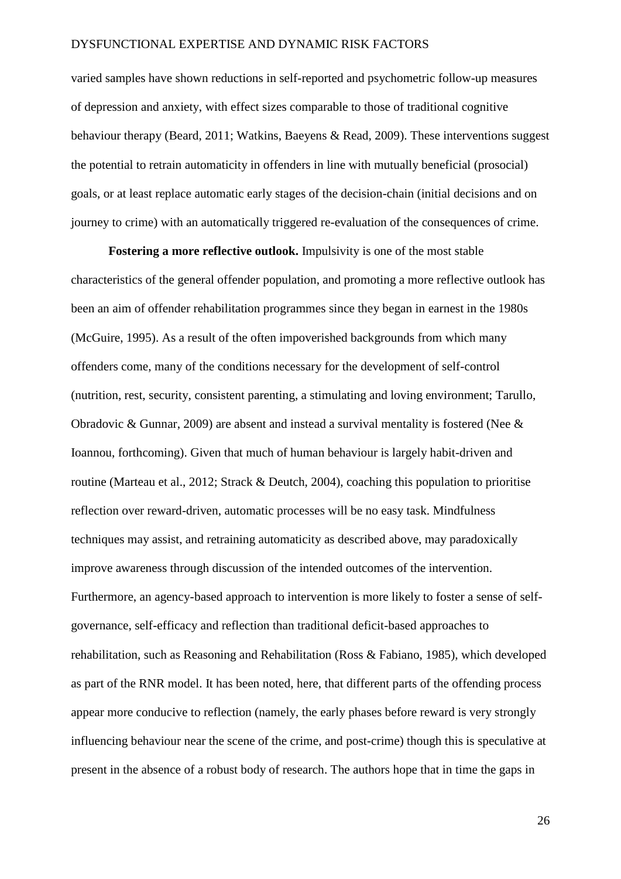varied samples have shown reductions in self-reported and psychometric follow-up measures of depression and anxiety, with effect sizes comparable to those of traditional cognitive behaviour therapy (Beard, 2011; Watkins, Baeyens & Read, 2009). These interventions suggest the potential to retrain automaticity in offenders in line with mutually beneficial (prosocial) goals, or at least replace automatic early stages of the decision-chain (initial decisions and on journey to crime) with an automatically triggered re-evaluation of the consequences of crime.

**Fostering a more reflective outlook.** Impulsivity is one of the most stable characteristics of the general offender population, and promoting a more reflective outlook has been an aim of offender rehabilitation programmes since they began in earnest in the 1980s (McGuire, 1995). As a result of the often impoverished backgrounds from which many offenders come, many of the conditions necessary for the development of self-control (nutrition, rest, security, consistent parenting, a stimulating and loving environment; Tarullo, Obradovic & Gunnar, 2009) are absent and instead a survival mentality is fostered (Nee & Ioannou, forthcoming). Given that much of human behaviour is largely habit-driven and routine (Marteau et al., 2012; Strack & Deutch, 2004), coaching this population to prioritise reflection over reward-driven, automatic processes will be no easy task. Mindfulness techniques may assist, and retraining automaticity as described above, may paradoxically improve awareness through discussion of the intended outcomes of the intervention. Furthermore, an agency-based approach to intervention is more likely to foster a sense of self-governance, self-efficacy and reflection than traditional deficit-based approaches to rehabilitation, such as Reasoning and Rehabilitation (Ross & Fabiano, 1985), which developed as part of the RNR model. It has been noted, here, that different parts of the offending process appear more conducive to reflection (namely, the early phases before reward is very strongly influencing behaviour near the scene of the crime, and post-crime) though this is speculative at present in the absence of a robust body of research. The authors hope that in time the gaps in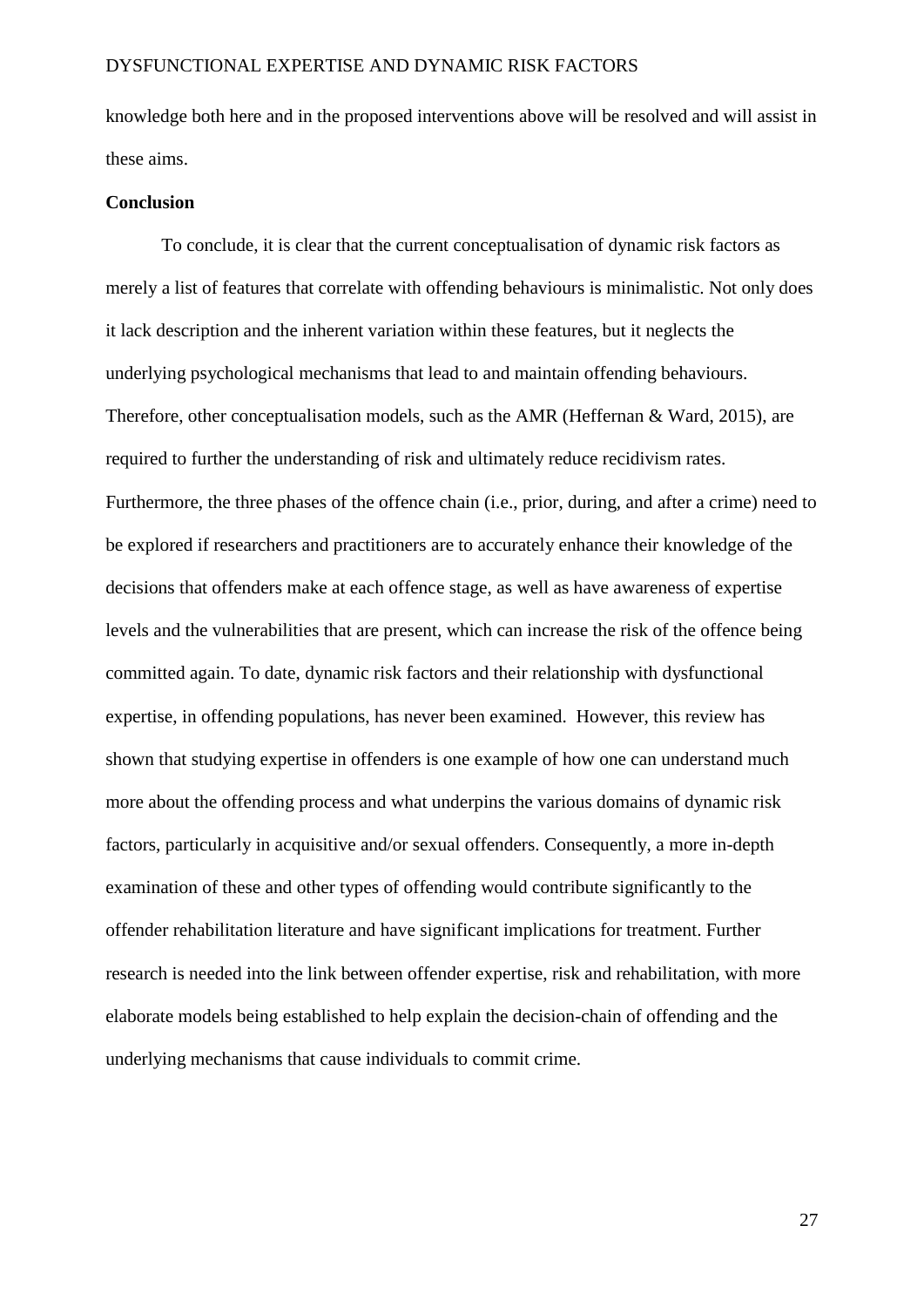knowledge both here and in the proposed interventions above will be resolved and will assist in these aims.

**Conclusion**

To conclude, it is clear that the current conceptualisation of dynamic risk factors as merely a list of features that correlate with offending behaviours is minimalistic. Not only does it lack description and the inherent variation within these features, but it neglects the underlying psychological mechanisms that lead to and maintain offending behaviours. Therefore, other conceptualisation models, such as the AMR (Heffernan & Ward, 2015), are required to further the understanding of risk and ultimately reduce recidivism rates. Furthermore, the three phases of the offence chain (i.e., prior, during, and after a crime) need to be explored if researchers and practitioners are to accurately enhance their knowledge of the decisions that offenders make at each offence stage, as well as have awareness of expertise levels and the vulnerabilities that are present, which can increase the risk of the offence being committed again. To date, dynamic risk factors and their relationship with dysfunctional expertise, in offending populations, has never been examined. However, this review has shown that studying expertise in offenders is one example of how one can understand much more about the offending process and what underpins the various domains of dynamic risk factors, particularly in acquisitive and/or sexual offenders. Consequently, a more in-depth examination of these and other types of offending would contribute significantly to the offender rehabilitation literature and have significant implications for treatment. Further research is needed into the link between offender expertise, risk and rehabilitation, with more elaborate models being established to help explain the decision-chain of offending and the underlying mechanisms that cause individuals to commit crime.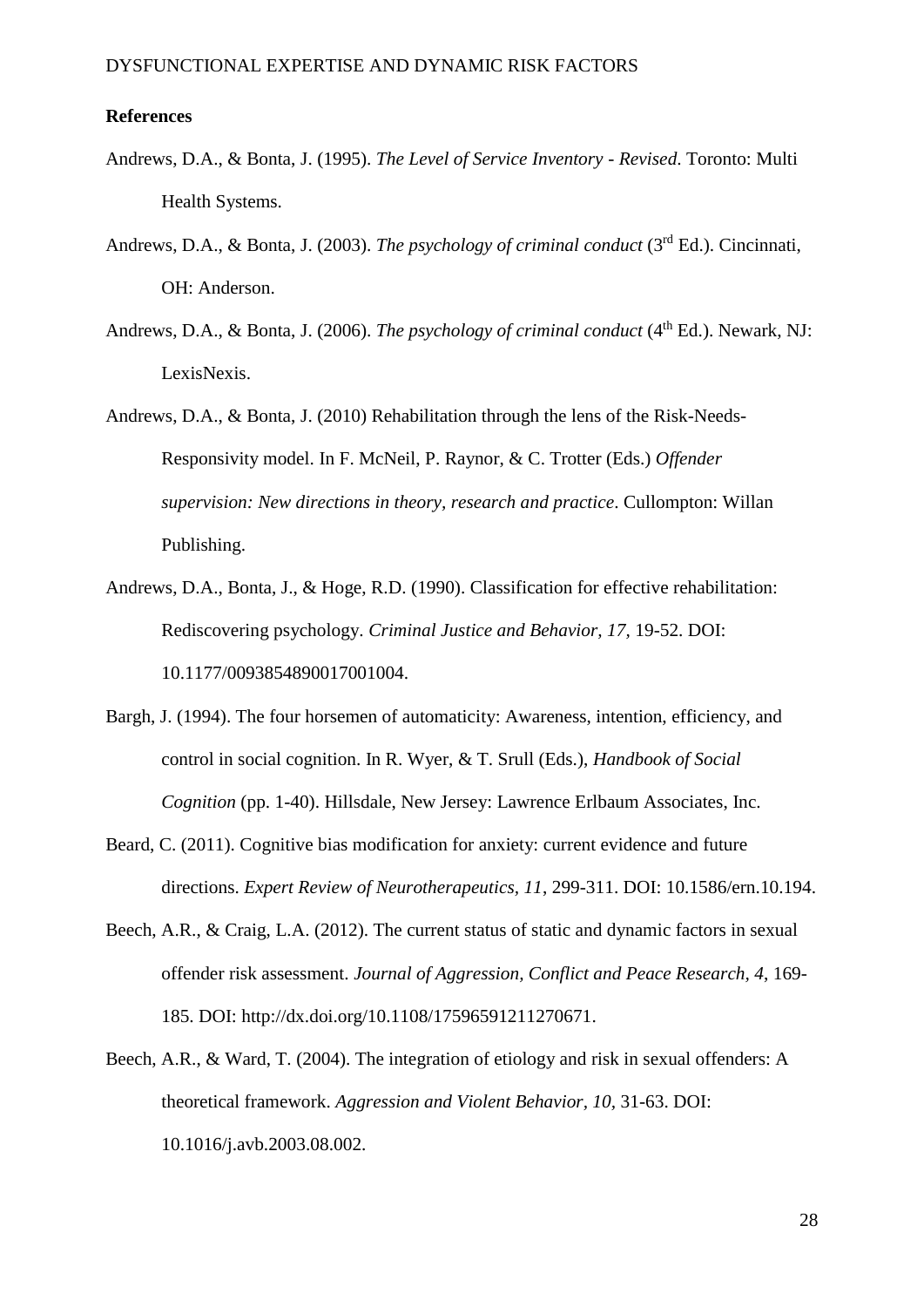**References**

Andrews, D.A., & Bonta, J. (1995). *The Level of Service Inventory - Revised*. Toronto: Multi Health Systems.

Andrews, D.A., & Bonta, J. (2003). *The psychology of criminal conduct* (3rd Ed.). Cincinnati, OH: Anderson.

Andrews, D.A., & Bonta, J. (2006). *The psychology of criminal conduct* (4th Ed.). Newark, NJ: LexisNexis.

Andrews, D.A., & Bonta, J. (2010) Rehabilitation through the lens of the Risk-Needs-Responsivity model. In F. McNeil, P. Raynor, & C. Trotter (Eds.) *Offender supervision: New directions in theory, research and practice*. Cullompton: Willan Publishing.

Andrews, D.A., Bonta, J., & Hoge, R.D. (1990). Classification for effective rehabilitation: Rediscovering psychology. *Criminal Justice and Behavior, 17,* 19-52. DOI: 10.1177/0093854890017001004.

Bargh, J. (1994). The four horsemen of automaticity: Awareness, intention, efficiency, and control in social cognition. In R. Wyer, & T. Srull (Eds.), *Handbook of Social Cognition* (pp. 1-40). Hillsdale, New Jersey: Lawrence Erlbaum Associates, Inc.

Beard, C. (2011). Cognitive bias modification for anxiety: current evidence and future directions. *Expert Review of Neurotherapeutics, 11*, 299-311. DOI: 10.1586/ern.10.194.

Beech, A.R., & Craig, L.A. (2012). The current status of static and dynamic factors in sexual offender risk assessment. *Journal of Aggression, Conflict and Peace Research, 4*, 169-185. DOI: http://dx.doi.org/10.1108/17596591211270671.

Beech, A.R., & Ward, T. (2004). The integration of etiology and risk in sexual offenders: A theoretical framework. *Aggression and Violent Behavior, 10,* 31-63. DOI: 10.1016/j.avb.2003.08.002.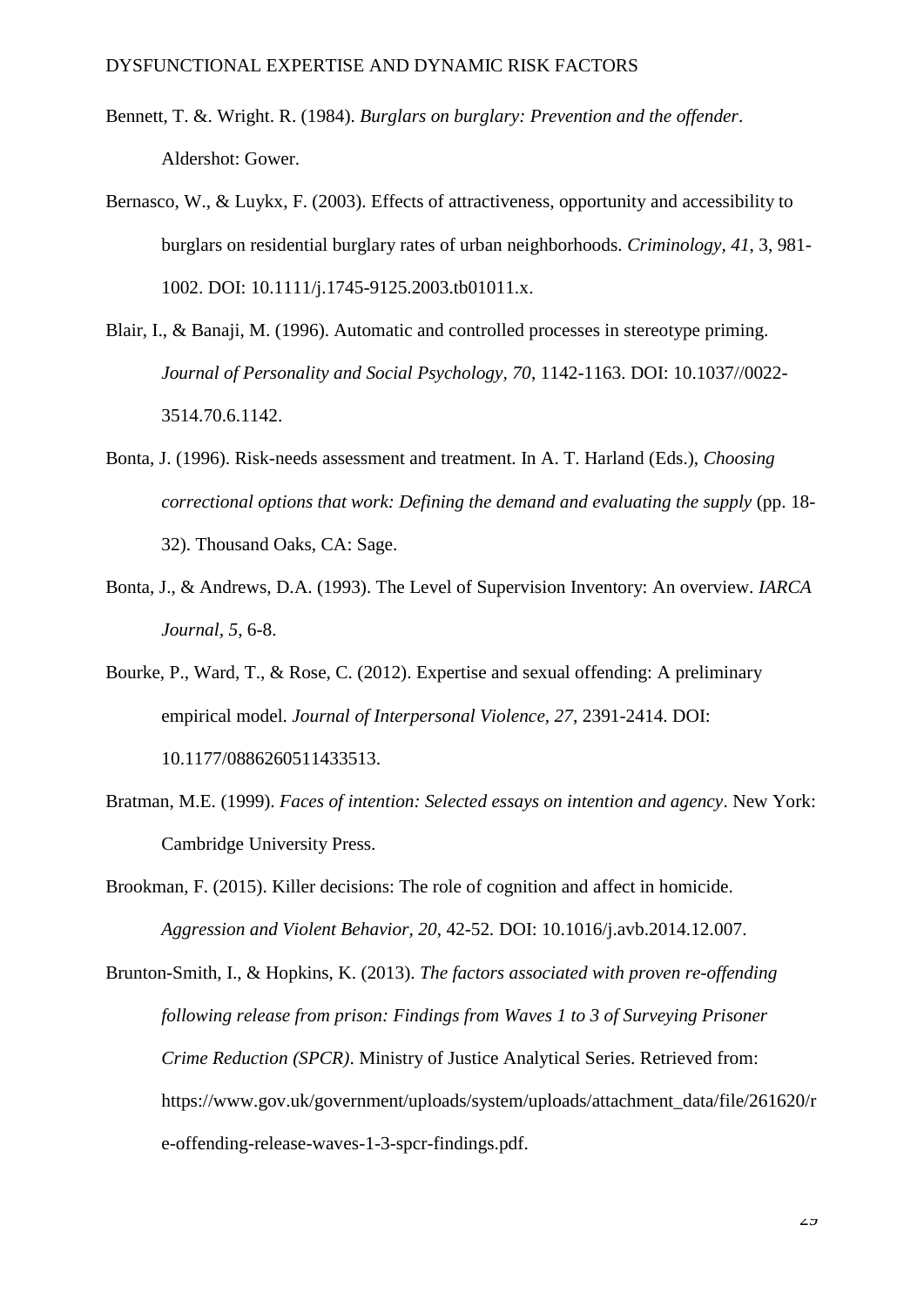Bennett, T. &. Wright. R. (1984). *Burglars on burglary: Prevention and the offender*. Aldershot: Gower.

Bernasco, W., & Luykx, F. (2003). Effects of attractiveness, opportunity and accessibility to burglars on residential burglary rates of urban neighborhoods. *Criminology, 41*, 3, 981-1002. DOI: 10.1111/j.1745-9125.2003.tb01011.x.

Blair, I., & Banaji, M. (1996). Automatic and controlled processes in stereotype priming. *Journal of Personality and Social Psychology, 70*, 1142-1163. DOI: 10.1037//0022-3514.70.6.1142.

Bonta, J. (1996). Risk-needs assessment and treatment. In A. T. Harland (Eds.), *Choosing correctional options that work: Defining the demand and evaluating the supply* (pp. 18-32). Thousand Oaks, CA: Sage.

Bonta, J., & Andrews, D.A. (1993). The Level of Supervision Inventory: An overview. *IARCA Journal, 5*, 6-8.

Bourke, P., Ward, T., & Rose, C. (2012). Expertise and sexual offending: A preliminary empirical model. *Journal of Interpersonal Violence, 27*, 2391-2414. DOI: 10.1177/0886260511433513.

Bratman, M.E. (1999). *Faces of intention: Selected essays on intention and agency*. New York: Cambridge University Press.

Brookman, F. (2015). Killer decisions: The role of cognition and affect in homicide. *Aggression and Violent Behavior, 20*, 42-52. DOI: 10.1016/j.avb.2014.12.007.

Brunton-Smith, I., & Hopkins, K. (2013). *The factors associated with proven re-offending following release from prison: Findings from Waves 1 to 3 of Surveying Prisoner Crime Reduction (SPCR)*. Ministry of Justice Analytical Series. Retrieved from: https://www.gov.uk/government/uploads/system/uploads/attachment_data/file/261620/re-offending-release-waves-1-3-spcr-findings.pdf.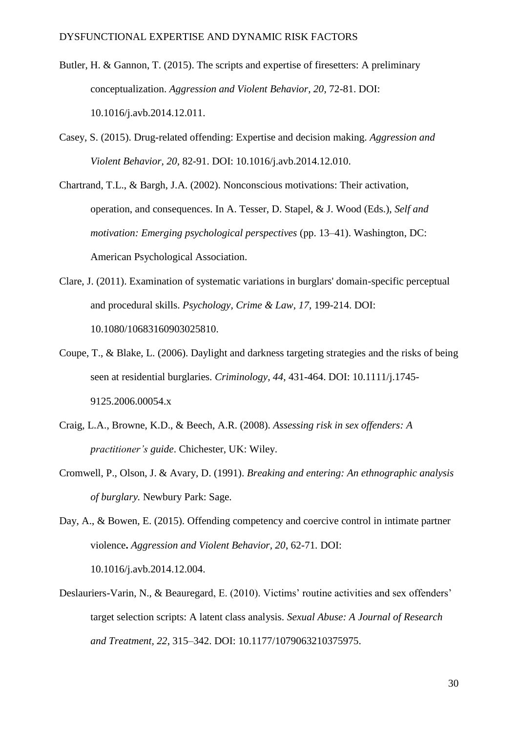Butler, H. & Gannon, T. (2015). The scripts and expertise of firesetters: A preliminary conceptualization. *Aggression and Violent Behavior, 20*, 72-81. DOI: 10.1016/j.avb.2014.12.011.

Casey, S. (2015). Drug-related offending: Expertise and decision making. *Aggression and Violent Behavior, 20,* 82-91. DOI: 10.1016/j.avb.2014.12.010.

Chartrand, T.L., & Bargh, J.A. (2002). Nonconscious motivations: Their activation, operation, and consequences. In A. Tesser, D. Stapel, & J. Wood (Eds.), *Self and motivation: Emerging psychological perspectives* (pp. 13–41). Washington, DC: American Psychological Association.

Clare, J. (2011). Examination of systematic variations in burglars' domain-specific perceptual and procedural skills. *Psychology, Crime & Law, 17*, 199-214. DOI: 10.1080/10683160903025810.

Coupe, T., & Blake, L. (2006). Daylight and darkness targeting strategies and the risks of being seen at residential burglaries. *Criminology, 44*, 431-464. DOI: 10.1111/j.1745-9125.2006.00054.x

Craig, L.A., Browne, K.D., & Beech, A.R. (2008). *Assessing risk in sex offenders: A practitioner's guide*. Chichester, UK: Wiley.

Cromwell, P., Olson, J. & Avary, D. (1991). *Breaking and entering: An ethnographic analysis of burglary.* Newbury Park: Sage.

Day, A., & Bowen, E. (2015). Offending competency and coercive control in intimate partner violence**.** *Aggression and Violent Behavior, 20*, 62-71*.* DOI: 10.1016/j.avb.2014.12.004.

Deslauriers-Varin, N., & Beauregard, E. (2010). Victims' routine activities and sex offenders' target selection scripts: A latent class analysis. *Sexual Abuse: A Journal of Research and Treatment, 22*, 315–342. DOI: 10.1177/1079063210375975.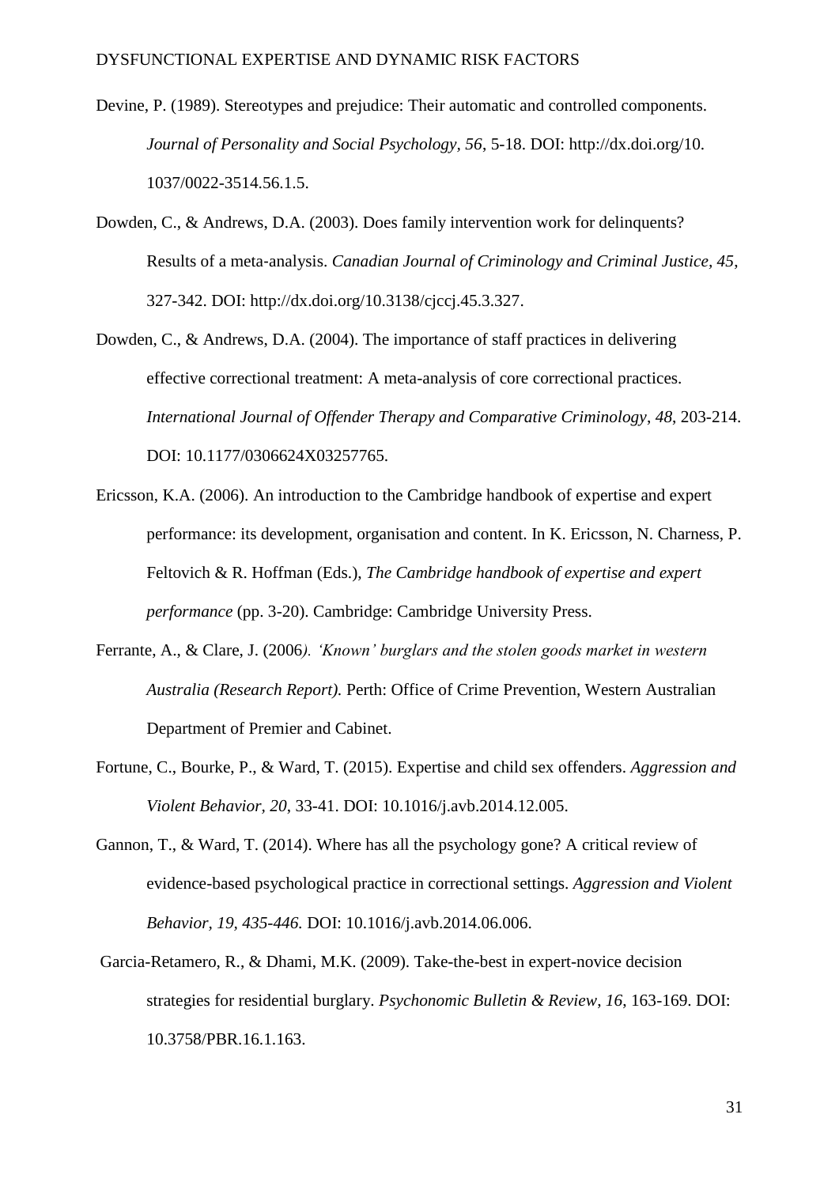Devine, P. (1989). Stereotypes and prejudice: Their automatic and controlled components. *Journal of Personality and Social Psychology*, *56*, 5-18. DOI: http://dx.doi.org/10. 1037/0022-3514.56.1.5.

Dowden, C., & Andrews, D.A. (2003). Does family intervention work for delinquents? Results of a meta-analysis. *Canadian Journal of Criminology and Criminal Justice, 45*, 327-342. DOI: http://dx.doi.org/10.3138/cjccj.45.3.327.

Dowden, C., & Andrews, D.A. (2004). The importance of staff practices in delivering effective correctional treatment: A meta-analysis of core correctional practices. *International Journal of Offender Therapy and Comparative Criminology*, *48*, 203-214. DOI: 10.1177/0306624X03257765.

Ericsson, K.A. (2006). An introduction to the Cambridge handbook of expertise and expert performance: its development, organisation and content. In K. Ericsson, N. Charness, P. Feltovich & R. Hoffman (Eds.), *The Cambridge handbook of expertise and expert performance* (pp. 3-20). Cambridge: Cambridge University Press.

Ferrante, A., & Clare, J. (2006*). 'Known' burglars and the stolen goods market in western Australia (Research Report).* Perth: Office of Crime Prevention, Western Australian Department of Premier and Cabinet.

Fortune, C., Bourke, P., & Ward, T. (2015). Expertise and child sex offenders. *Aggression and Violent Behavior, 20*, 33-41. DOI: 10.1016/j.avb.2014.12.005.

Gannon, T., & Ward, T. (2014). Where has all the psychology gone? A critical review of evidence-based psychological practice in correctional settings. *Aggression and Violent Behavior, 19, 435-446.* DOI: 10.1016/j.avb.2014.06.006.

Garcia-Retamero, R., & Dhami, M.K. (2009). Take-the-best in expert-novice decision strategies for residential burglary. *Psychonomic Bulletin & Review*, *16*, 163-169. DOI: 10.3758/PBR.16.1.163.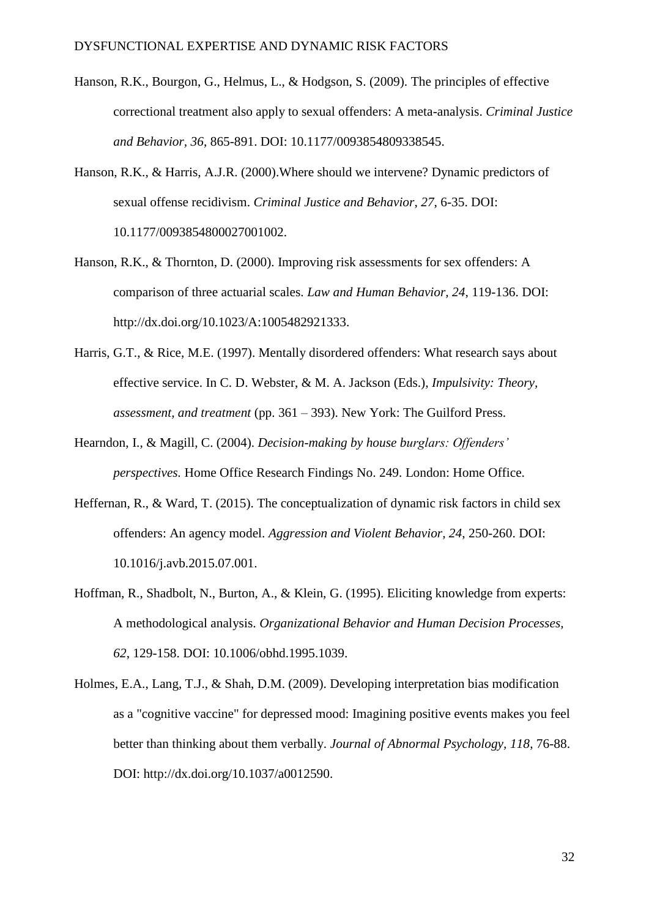Hanson, R.K., Bourgon, G., Helmus, L., & Hodgson, S. (2009). The principles of effective correctional treatment also apply to sexual offenders: A meta-analysis. *Criminal Justice and Behavior, 36*, 865-891. DOI: 10.1177/0093854809338545.

Hanson, R.K., & Harris, A.J.R. (2000).Where should we intervene? Dynamic predictors of sexual offense recidivism. *Criminal Justice and Behavior*, *27*, 6-35. DOI: 10.1177/0093854800027001002.

Hanson, R.K., & Thornton, D. (2000). Improving risk assessments for sex offenders: A comparison of three actuarial scales. *Law and Human Behavior, 24*, 119-136. DOI: http://dx.doi.org/10.1023/A:1005482921333.

Harris, G.T., & Rice, M.E. (1997). Mentally disordered offenders: What research says about effective service. In C. D. Webster, & M. A. Jackson (Eds.), *Impulsivity: Theory, assessment, and treatment* (pp. 361 – 393). New York: The Guilford Press.

Hearndon, I., & Magill, C. (2004). *Decision-making by house burglars: Offenders' perspectives.* Home Office Research Findings No. 249. London: Home Office.

Heffernan, R., & Ward, T. (2015). The conceptualization of dynamic risk factors in child sex offenders: An agency model. *Aggression and Violent Behavior, 24*, 250-260. DOI: 10.1016/j.avb.2015.07.001.

Hoffman, R., Shadbolt, N., Burton, A., & Klein, G. (1995). Eliciting knowledge from experts: A methodological analysis. *Organizational Behavior and Human Decision Processes, 62*, 129-158. DOI: 10.1006/obhd.1995.1039.

Holmes, E.A., Lang, T.J., & Shah, D.M. (2009). Developing interpretation bias modification as a "cognitive vaccine" for depressed mood: Imagining positive events makes you feel better than thinking about them verbally. *Journal of Abnormal Psychology, 118*, 76-88. DOI: http://dx.doi.org/10.1037/a0012590.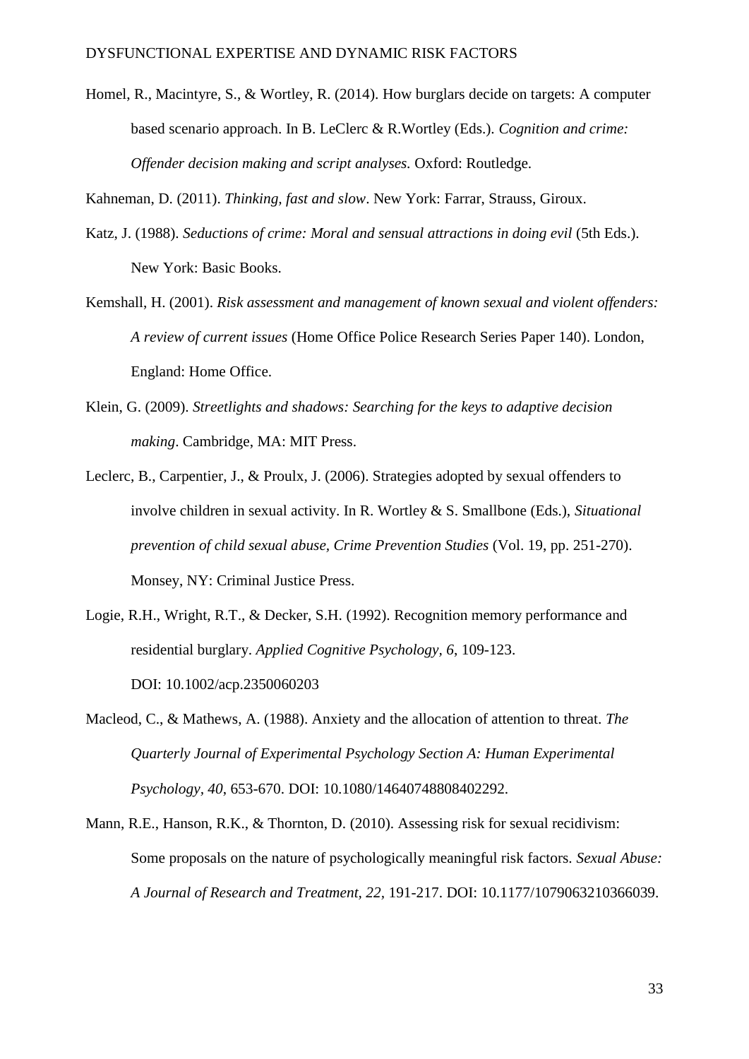Homel, R., Macintyre, S., & Wortley, R. (2014). How burglars decide on targets: A computer based scenario approach. In B. LeClerc & R.Wortley (Eds.). *Cognition and crime: Offender decision making and script analyses.* Oxford: Routledge.

Kahneman, D. (2011). *Thinking, fast and slow*. New York: Farrar, Strauss, Giroux.

Katz, J. (1988). *Seductions of crime: Moral and sensual attractions in doing evil* (5th Eds.). New York: Basic Books.

Kemshall, H. (2001). *Risk assessment and management of known sexual and violent offenders: A review of current issues* (Home Office Police Research Series Paper 140). London, England: Home Office.

Klein, G. (2009). *Streetlights and shadows: Searching for the keys to adaptive decision making*. Cambridge, MA: MIT Press.

Leclerc, B., Carpentier, J., & Proulx, J. (2006). Strategies adopted by sexual offenders to involve children in sexual activity. In R. Wortley & S. Smallbone (Eds.), *Situational prevention of child sexual abuse, Crime Prevention Studies* (Vol. 19, pp. 251-270). Monsey, NY: Criminal Justice Press.

Logie, R.H., Wright, R.T., & Decker, S.H. (1992). Recognition memory performance and residential burglary. *Applied Cognitive Psychology, 6*, 109-123. DOI: 10.1002/acp.2350060203

Macleod, C., & Mathews, A. (1988). Anxiety and the allocation of attention to threat. *The Quarterly Journal of Experimental Psychology Section A: Human Experimental Psychology, 40*, 653-670. DOI: 10.1080/14640748808402292.

Mann, R.E., Hanson, R.K., & Thornton, D. (2010). Assessing risk for sexual recidivism: Some proposals on the nature of psychologically meaningful risk factors. *Sexual Abuse: A Journal of Research and Treatment, 22*, 191-217. DOI: 10.1177/1079063210366039.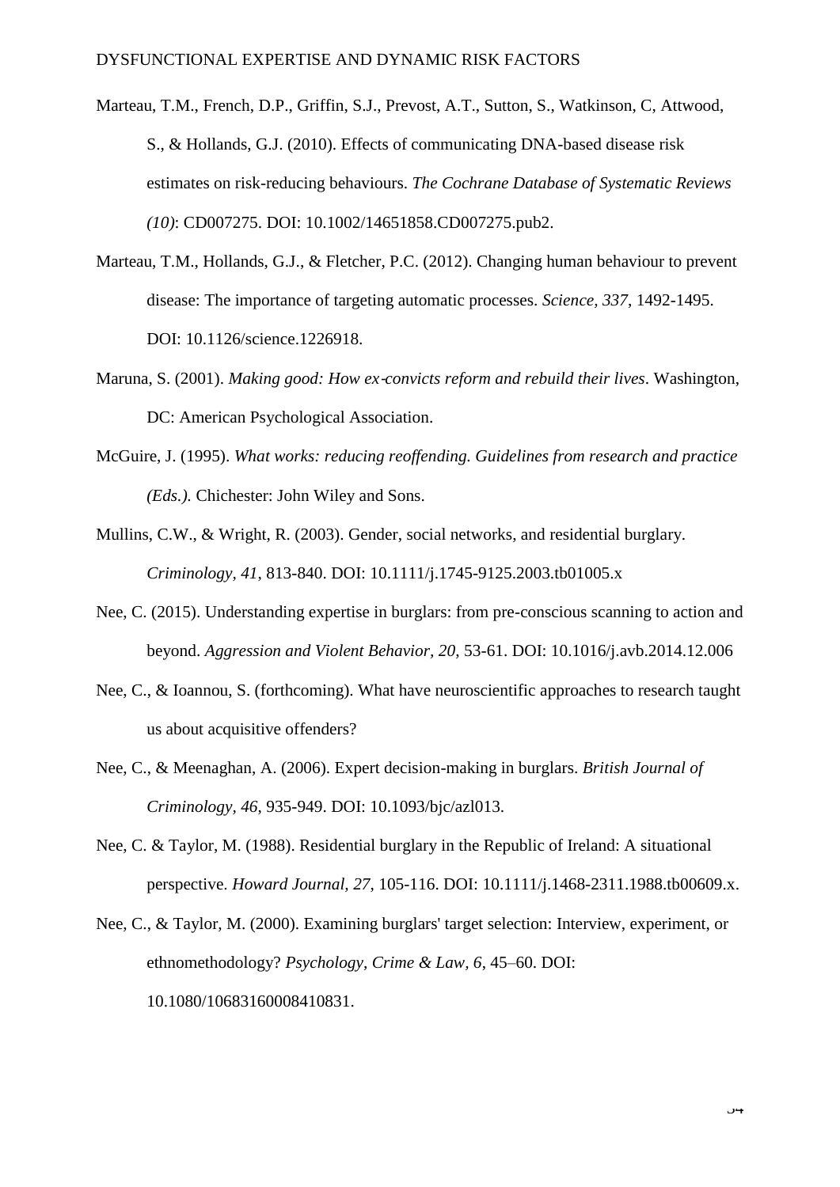Marteau, T.M., French, D.P., Griffin, S.J., Prevost, A.T., Sutton, S., Watkinson, C, Attwood, S., & Hollands, G.J. (2010). Effects of communicating DNA-based disease risk estimates on risk-reducing behaviours. *The Cochrane Database of Systematic Reviews (10)*: CD007275. DOI: 10.1002/14651858.CD007275.pub2.

Marteau, T.M., Hollands, G.J., & Fletcher, P.C. (2012). Changing human behaviour to prevent disease: The importance of targeting automatic processes. *Science, 337*, 1492-1495. DOI: 10.1126/science.1226918.

Maruna, S. (2001). *Making good: How ex-convicts reform and rebuild their lives*. Washington, DC: American Psychological Association.

McGuire, J. (1995). *What works: reducing reoffending. Guidelines from research and practice (Eds.).* Chichester: John Wiley and Sons.

Mullins, C.W., & Wright, R. (2003). Gender, social networks, and residential burglary. *Criminology, 41*, 813-840. DOI: 10.1111/j.1745-9125.2003.tb01005.x

Nee, C. (2015). Understanding expertise in burglars: from pre-conscious scanning to action and beyond. *Aggression and Violent Behavior, 20*, 53-61. DOI: 10.1016/j.avb.2014.12.006

Nee, C., & Ioannou, S. (forthcoming). What have neuroscientific approaches to research taught us about acquisitive offenders?

Nee, C., & Meenaghan, A. (2006). Expert decision-making in burglars. *British Journal of Criminology, 46*, 935-949. DOI: 10.1093/bjc/azl013.

Nee, C. & Taylor, M. (1988). Residential burglary in the Republic of Ireland: A situational perspective. *Howard Journal, 27*, 105-116. DOI: 10.1111/j.1468-2311.1988.tb00609.x.

Nee, C., & Taylor, M. (2000). Examining burglars' target selection: Interview, experiment, or ethnomethodology? *Psychology, Crime & Law, 6*, 45–60. DOI: 10.1080/10683160008410831.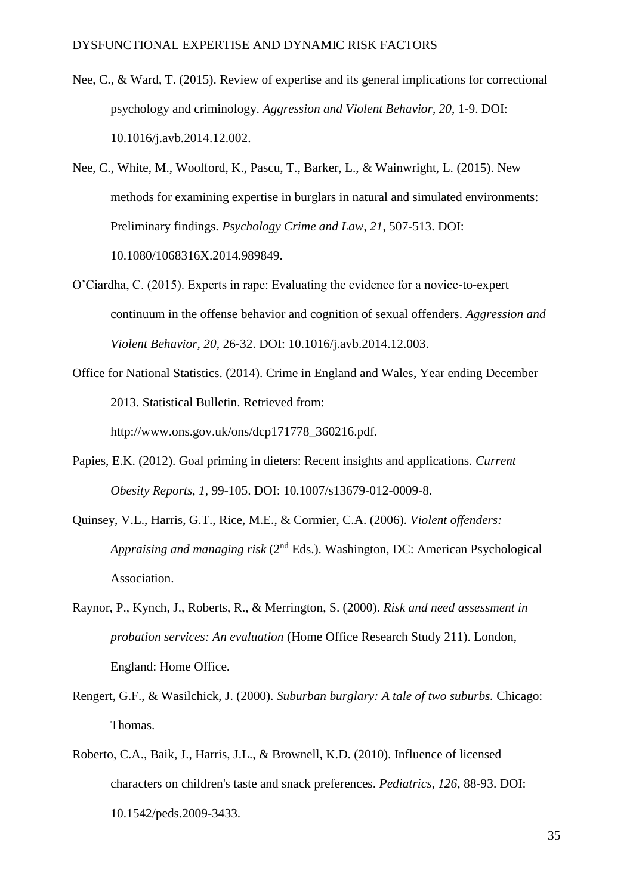Nee, C., & Ward, T. (2015). Review of expertise and its general implications for correctional psychology and criminology. *Aggression and Violent Behavior, 20*, 1-9. DOI: 10.1016/j.avb.2014.12.002.

Nee, C., White, M., Woolford, K., Pascu, T., Barker, L., & Wainwright, L. (2015). New methods for examining expertise in burglars in natural and simulated environments: Preliminary findings. *Psychology Crime and Law, 21*, 507-513. DOI: 10.1080/1068316X.2014.989849.

O'Ciardha, C. (2015). Experts in rape: Evaluating the evidence for a novice-to-expert continuum in the offense behavior and cognition of sexual offenders. *Aggression and Violent Behavior, 20*, 26-32. DOI: 10.1016/j.avb.2014.12.003.

Office for National Statistics. (2014). Crime in England and Wales, Year ending December 2013. Statistical Bulletin. Retrieved from: http://www.ons.gov.uk/ons/dcp171778_360216.pdf.

Papies, E.K. (2012). Goal priming in dieters: Recent insights and applications. *Current Obesity Reports, 1*, 99-105. DOI: 10.1007/s13679-012-0009-8.

Quinsey, V.L., Harris, G.T., Rice, M.E., & Cormier, C.A. (2006). *Violent offenders: Appraising and managing risk* (2nd Eds.). Washington, DC: American Psychological Association.

Raynor, P., Kynch, J., Roberts, R., & Merrington, S. (2000). *Risk and need assessment in probation services: An evaluation* (Home Office Research Study 211). London, England: Home Office.

Rengert, G.F., & Wasilchick, J. (2000). *Suburban burglary: A tale of two suburbs*. Chicago: Thomas.

Roberto, C.A., Baik, J., Harris, J.L., & Brownell, K.D. (2010). Influence of licensed characters on children's taste and snack preferences. *Pediatrics, 126*, 88-93. DOI: 10.1542/peds.2009-3433.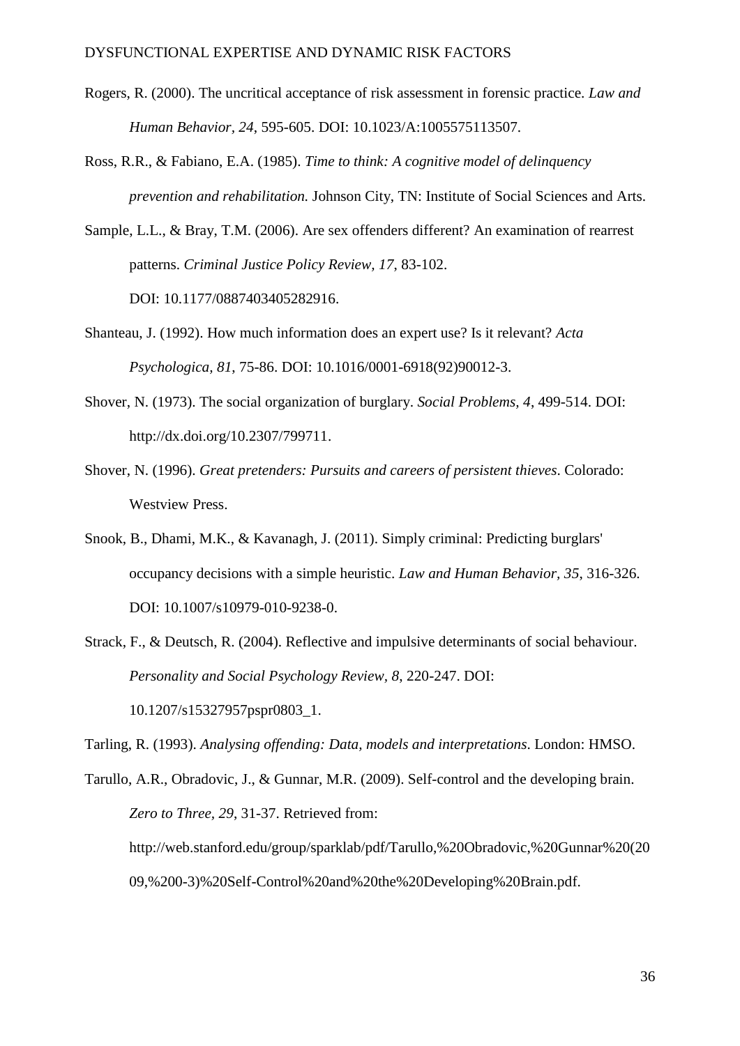Rogers, R. (2000). The uncritical acceptance of risk assessment in forensic practice. *Law and Human Behavior, 24*, 595-605. DOI: 10.1023/A:1005575113507.

Ross, R.R., & Fabiano, E.A. (1985). *Time to think: A cognitive model of delinquency prevention and rehabilitation.* Johnson City, TN: Institute of Social Sciences and Arts.

Sample, L.L., & Bray, T.M. (2006). Are sex offenders different? An examination of rearrest patterns. *Criminal Justice Policy Review, 17*, 83-102. DOI: 10.1177/0887403405282916.

Shanteau, J. (1992). How much information does an expert use? Is it relevant? *Acta Psychologica, 81*, 75-86. DOI: 10.1016/0001-6918(92)90012-3.

Shover, N. (1973). The social organization of burglary. *Social Problems, 4*, 499-514. DOI: http://dx.doi.org/10.2307/799711.

Shover, N. (1996). *Great pretenders: Pursuits and careers of persistent thieves*. Colorado: Westview Press.

Snook, B., Dhami, M.K., & Kavanagh, J. (2011). Simply criminal: Predicting burglars' occupancy decisions with a simple heuristic. *Law and Human Behavior, 35*, 316-326. DOI: 10.1007/s10979-010-9238-0.

Strack, F., & Deutsch, R. (2004). Reflective and impulsive determinants of social behaviour. *Personality and Social Psychology Review, 8*, 220-247. DOI: 10.1207/s15327957pspr0803_1.

Tarling, R. (1993). *Analysing offending: Data, models and interpretations*. London: HMSO.

Tarullo, A.R., Obradovic, J., & Gunnar, M.R. (2009). Self-control and the developing brain. *Zero to Three, 29*, 31-37. Retrieved from: http://web.stanford.edu/group/sparklab/pdf/Tarullo,%20Obradovic,%20Gunnar%20(2009,%200-3)%20Self-Control%20and%20the%20Developing%20Brain.pdf.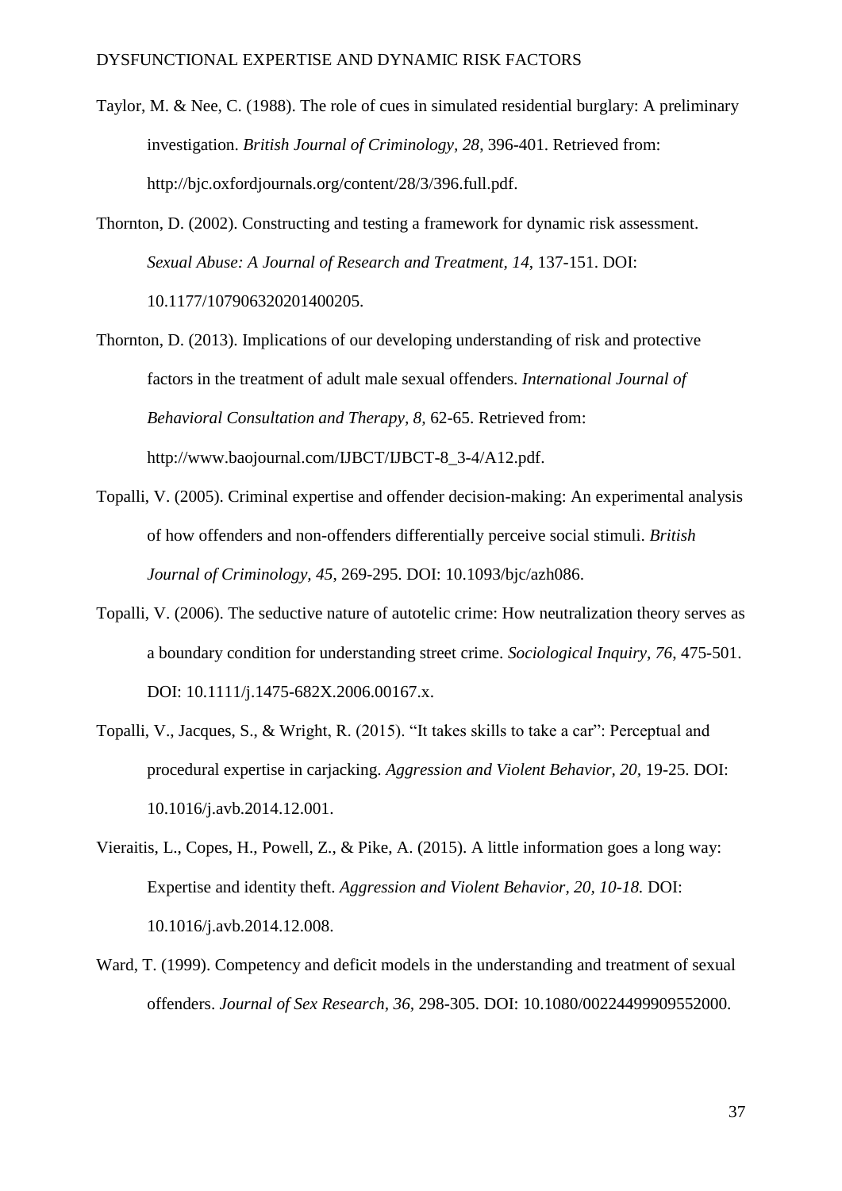Taylor, M. & Nee, C. (1988). The role of cues in simulated residential burglary: A preliminary investigation. *British Journal of Criminology, 28*, 396-401. Retrieved from: http://bjc.oxfordjournals.org/content/28/3/396.full.pdf.

Thornton, D. (2002). Constructing and testing a framework for dynamic risk assessment. *Sexual Abuse: A Journal of Research and Treatment, 14*, 137-151. DOI: 10.1177/107906320201400205.

Thornton, D. (2013). Implications of our developing understanding of risk and protective factors in the treatment of adult male sexual offenders. *International Journal of Behavioral Consultation and Therapy, 8,* 62-65. Retrieved from: http://www.baojournal.com/IJBCT/IJBCT-8_3-4/A12.pdf.

Topalli, V. (2005). Criminal expertise and offender decision-making: An experimental analysis of how offenders and non-offenders differentially perceive social stimuli. *British Journal of Criminology, 45*, 269-295. DOI: 10.1093/bjc/azh086.

Topalli, V. (2006). The seductive nature of autotelic crime: How neutralization theory serves as a boundary condition for understanding street crime. *Sociological Inquiry, 76*, 475-501. DOI: 10.1111/j.1475-682X.2006.00167.x.

Topalli, V., Jacques, S., & Wright, R. (2015). "It takes skills to take a car": Perceptual and procedural expertise in carjacking. *Aggression and Violent Behavior, 20,* 19-25. DOI: 10.1016/j.avb.2014.12.001.

Vieraitis, L., Copes, H., Powell, Z., & Pike, A. (2015). A little information goes a long way: Expertise and identity theft. *Aggression and Violent Behavior, 20, 10-18.* DOI: 10.1016/j.avb.2014.12.008.

Ward, T. (1999). Competency and deficit models in the understanding and treatment of sexual offenders. *Journal of Sex Research, 36*, 298-305. DOI: 10.1080/00224499909552000.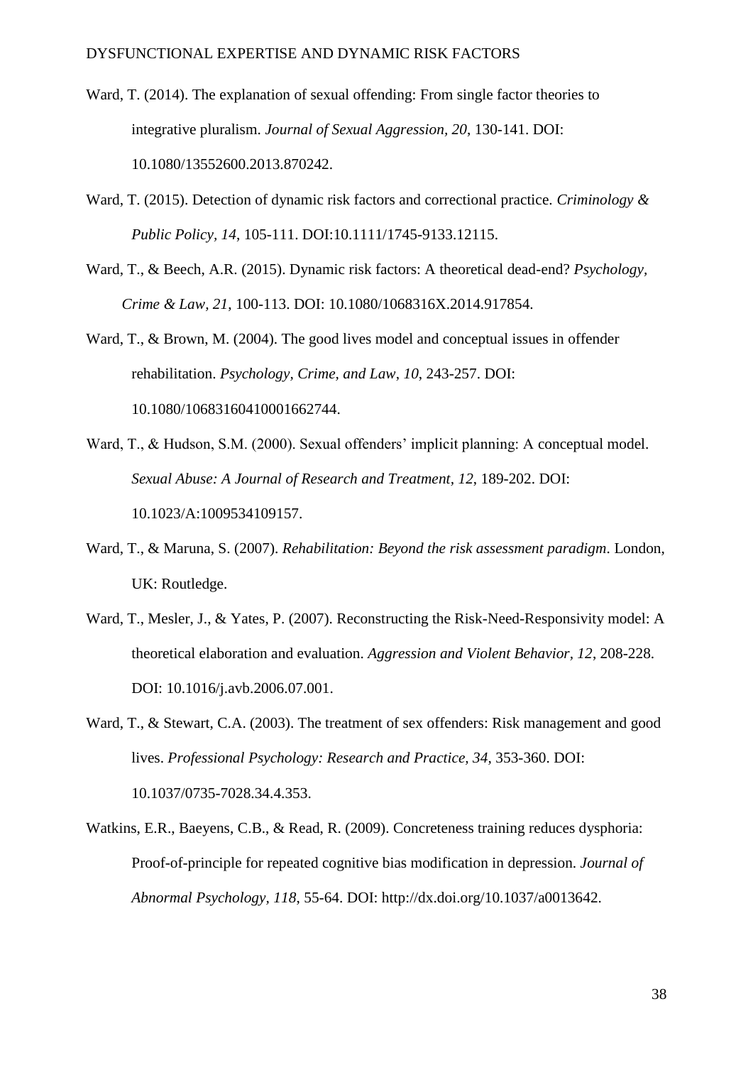Ward, T. (2014). The explanation of sexual offending: From single factor theories to integrative pluralism. *Journal of Sexual Aggression*, *20*, 130-141. DOI: 10.1080/13552600.2013.870242.

Ward, T. (2015). Detection of dynamic risk factors and correctional practice. *Criminology & Public Policy, 14*, 105-111. DOI:10.1111/1745-9133.12115.

Ward, T., & Beech, A.R. (2015). Dynamic risk factors: A theoretical dead-end? *Psychology, Crime & Law, 21*, 100-113. DOI: 10.1080/1068316X.2014.917854.

Ward, T., & Brown, M. (2004). The good lives model and conceptual issues in offender rehabilitation. *Psychology, Crime, and Law*, *10*, 243-257. DOI: 10.1080/10683160410001662744.

Ward, T., & Hudson, S.M. (2000). Sexual offenders' implicit planning: A conceptual model. *Sexual Abuse: A Journal of Research and Treatment*, *12*, 189-202. DOI: 10.1023/A:1009534109157.

Ward, T., & Maruna, S. (2007). *Rehabilitation: Beyond the risk assessment paradigm*. London, UK: Routledge.

Ward, T., Mesler, J., & Yates, P. (2007). Reconstructing the Risk-Need-Responsivity model: A theoretical elaboration and evaluation. *Aggression and Violent Behavior, 12*, 208-228. DOI: 10.1016/j.avb.2006.07.001.

Ward, T., & Stewart, C.A. (2003). The treatment of sex offenders: Risk management and good lives. *Professional Psychology: Research and Practice*, *34,* 353-360. DOI: 10.1037/0735-7028.34.4.353.

Watkins, E.R., Baeyens, C.B., & Read, R. (2009). Concreteness training reduces dysphoria: Proof-of-principle for repeated cognitive bias modification in depression. *Journal of Abnormal Psychology, 118*, 55-64. DOI: http://dx.doi.org/10.1037/a0013642.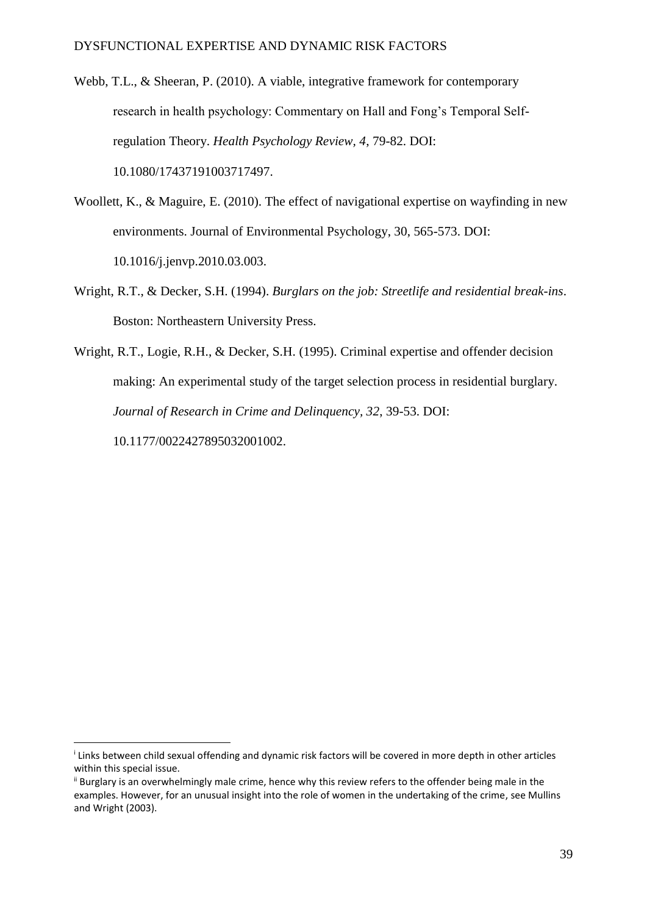Webb, T.L., & Sheeran, P. (2010). A viable, integrative framework for contemporary research in health psychology: Commentary on Hall and Fong's Temporal Self-regulation Theory. *Health Psychology Review, 4*, 79-82. DOI: 10.1080/17437191003717497.

Woollett, K., & Maguire, E. (2010). The effect of navigational expertise on wayfinding in new environments. Journal of Environmental Psychology, 30, 565-573. DOI: 10.1016/j.jenvp.2010.03.003.

Wright, R.T., & Decker, S.H. (1994). *Burglars on the job: Streetlife and residential break-ins*. Boston: Northeastern University Press.

Wright, R.T., Logie, R.H., & Decker, S.H. (1995). Criminal expertise and offender decision making: An experimental study of the target selection process in residential burglary. *Journal of Research in Crime and Delinquency, 32*, 39-53. DOI: 10.1177/0022427895032001002.

---

[i] Links between child sexual offending and dynamic risk factors will be covered in more depth in other articles within this special issue.

[ii] Burglary is an overwhelmingly male crime, hence why this review refers to the offender being male in the examples. However, for an unusual insight into the role of women in the undertaking of the crime, see Mullins and Wright (2003).